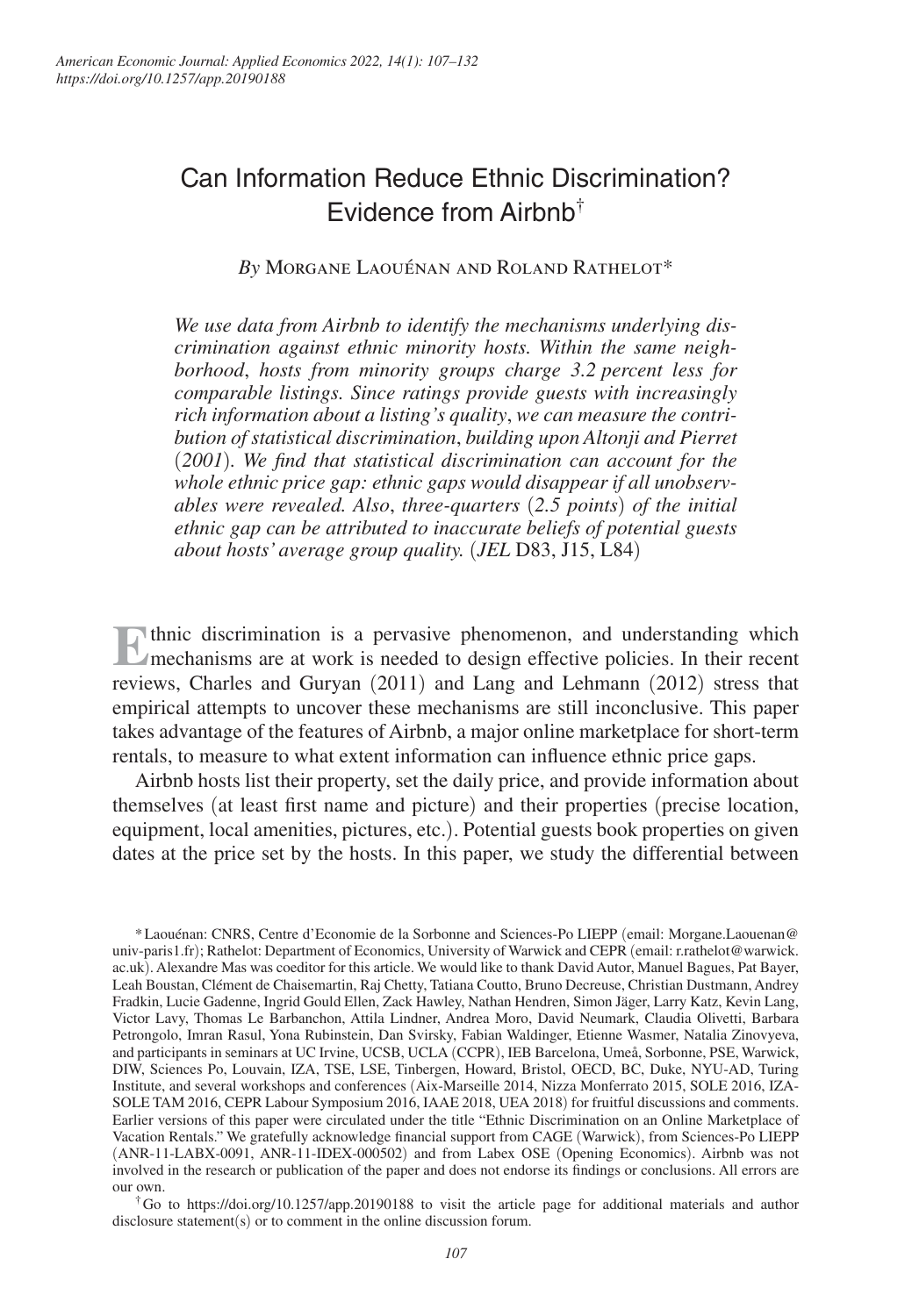# Can Information Reduce Ethnic Discrimination? Evidence from Airbnb[†]

*By* Morgane Laouénan and Roland Rathelot*

*We use data from Airbnb to identify the mechanisms underlying discrimination against ethnic minority hosts. Within the same neighborhood, hosts from minority groups charge 3.2 percent less for comparable listings. Since ratings provide guests with increasingly rich information about a listing's quality, we can measure the contribution of statistical discrimination, building upon Altonji and Pierret (2001). We find that statistical discrimination can account for the whole ethnic price gap: ethnic gaps would disappear if all unobservables were revealed. Also, three-quarters (2.5 points) of the initial ethnic gap can be attributed to inaccurate beliefs of potential guests about hosts' average group quality.* (*JEL* D83, J15, L84)

Ethnic discrimination is a pervasive phenomenon, and understanding which mechanisms are at work is needed to design effective policies. In their recent reviews, Charles and Guryan (2011) and Lang and Lehmann (2012) stress that empirical attempts to uncover these mechanisms are still inconclusive. This paper takes advantage of the features of Airbnb, a major online marketplace for short-term rentals, to measure to what extent information can influence ethnic price gaps.

Airbnb hosts list their property, set the daily price, and provide information about themselves (at least first name and picture) and their properties (precise location, equipment, local amenities, pictures, etc.). Potential guests book properties on given dates at the price set by the hosts. In this paper, we study the differential between

*Laouénan: CNRS, Centre d'Economie de la Sorbonne and Sciences-Po LIEPP (email: Morgane.Laouenan@univ-paris1.fr); Rathelot: Department of Economics, University of Warwick and CEPR (email: r.rathelot@warwick.ac.uk). Alexandre Mas was coeditor for this article. We would like to thank David Autor, Manuel Bagues, Pat Bayer, Leah Boustan, Clément de Chaisemartin, Raj Chetty, Tatiana Coutto, Bruno Decreuse, Christian Dustmann, Andrey Fradkin, Lucie Gadenne, Ingrid Gould Ellen, Zack Hawley, Nathan Hendren, Simon Jäger, Larry Katz, Kevin Lang, Victor Lavy, Thomas Le Barbanchon, Attila Lindner, Andrea Moro, David Neumark, Claudia Olivetti, Barbara Petrongolo, Imran Rasul, Yona Rubinstein, Dan Svirsky, Fabian Waldinger, Etienne Wasmer, Natalia Zinovyeva, and participants in seminars at UC Irvine, UCSB, UCLA (CCPR), IEB Barcelona, Umeå, Sorbonne, PSE, Warwick, DIW, Sciences Po, Louvain, IZA, TSE, LSE, Tinbergen, Howard, Bristol, OECD, BC, Duke, NYU-AD, Turing Institute, and several workshops and conferences (Aix-Marseille 2014, Nizza Monferrato 2015, SOLE 2016, IZA-SOLE TAM 2016, CEPR Labour Symposium 2016, IAAE 2018, UEA 2018) for fruitful discussions and comments. Earlier versions of this paper were circulated under the title "Ethnic Discrimination on an Online Marketplace of Vacation Rentals." We gratefully acknowledge financial support from CAGE (Warwick), from Sciences-Po LIEPP (ANR-11-LABX-0091, ANR-11-IDEX-000502) and from Labex OSE (Opening Economics). Airbnb was not involved in the research or publication of the paper and does not endorse its findings or conclusions. All errors are our own.

[†]Go to https://doi.org/10.1257/app.20190188 to visit the article page for additional materials and author disclosure statement(s) or to comment in the online discussion forum.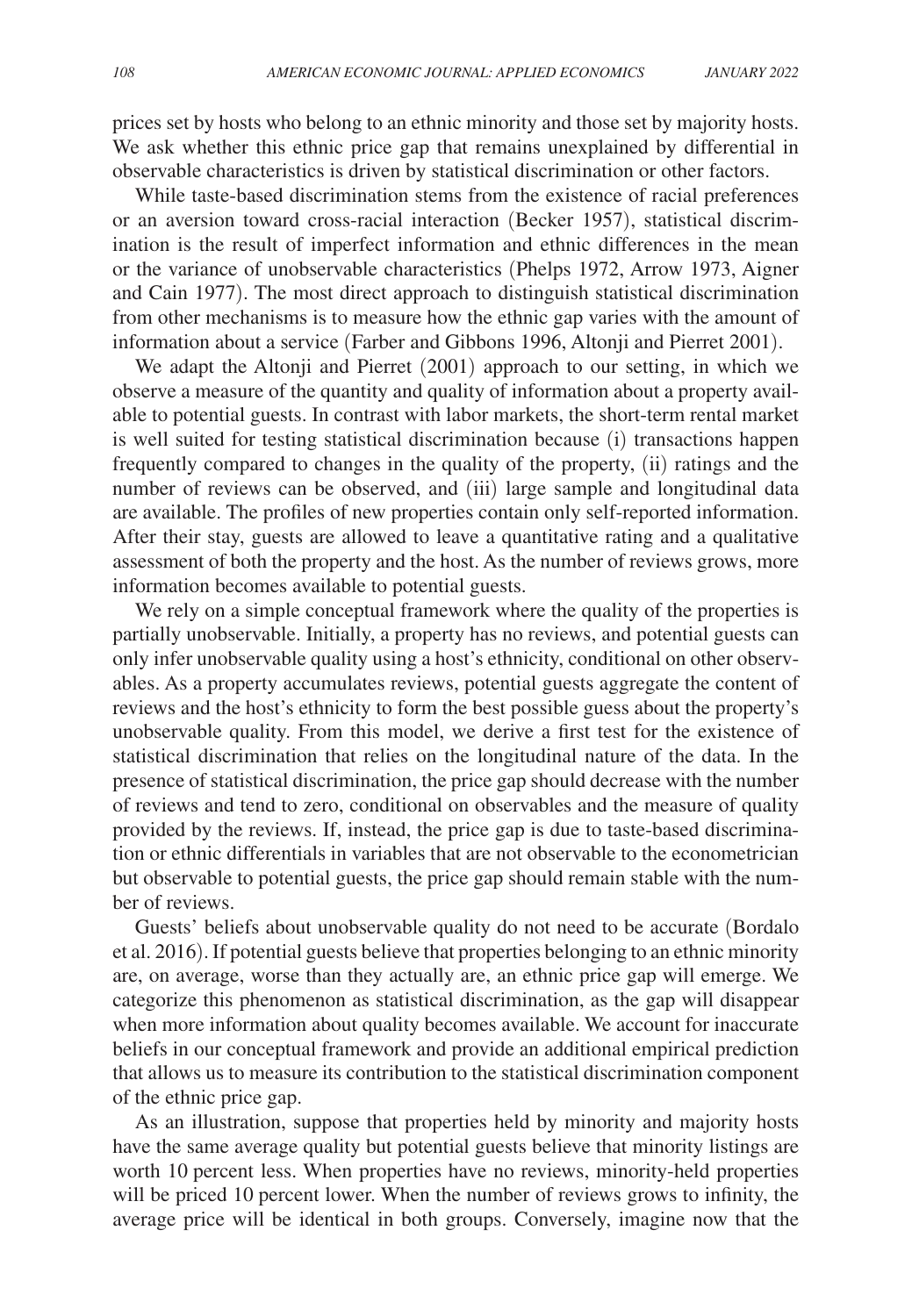prices set by hosts who belong to an ethnic minority and those set by majority hosts. We ask whether this ethnic price gap that remains unexplained by differential in observable characteristics is driven by statistical discrimination or other factors.

While taste-based discrimination stems from the existence of racial preferences or an aversion toward cross-racial interaction (Becker 1957), statistical discrimination is the result of imperfect information and ethnic differences in the mean or the variance of unobservable characteristics (Phelps 1972, Arrow 1973, Aigner and Cain 1977). The most direct approach to distinguish statistical discrimination from other mechanisms is to measure how the ethnic gap varies with the amount of information about a service (Farber and Gibbons 1996, Altonji and Pierret 2001).

We adapt the Altonji and Pierret (2001) approach to our setting, in which we observe a measure of the quantity and quality of information about a property available to potential guests. In contrast with labor markets, the short-term rental market is well suited for testing statistical discrimination because (i) transactions happen frequently compared to changes in the quality of the property, (ii) ratings and the number of reviews can be observed, and (iii) large sample and longitudinal data are available. The profiles of new properties contain only self-reported information. After their stay, guests are allowed to leave a quantitative rating and a qualitative assessment of both the property and the host. As the number of reviews grows, more information becomes available to potential guests.

We rely on a simple conceptual framework where the quality of the properties is partially unobservable. Initially, a property has no reviews, and potential guests can only infer unobservable quality using a host's ethnicity, conditional on other observables. As a property accumulates reviews, potential guests aggregate the content of reviews and the host's ethnicity to form the best possible guess about the property's unobservable quality. From this model, we derive a first test for the existence of statistical discrimination that relies on the longitudinal nature of the data. In the presence of statistical discrimination, the price gap should decrease with the number of reviews and tend to zero, conditional on observables and the measure of quality provided by the reviews. If, instead, the price gap is due to taste-based discrimination or ethnic differentials in variables that are not observable to the econometrician but observable to potential guests, the price gap should remain stable with the number of reviews.

Guests' beliefs about unobservable quality do not need to be accurate (Bordalo et al. 2016). If potential guests believe that properties belonging to an ethnic minority are, on average, worse than they actually are, an ethnic price gap will emerge. We categorize this phenomenon as statistical discrimination, as the gap will disappear when more information about quality becomes available. We account for inaccurate beliefs in our conceptual framework and provide an additional empirical prediction that allows us to measure its contribution to the statistical discrimination component of the ethnic price gap.

As an illustration, suppose that properties held by minority and majority hosts have the same average quality but potential guests believe that minority listings are worth 10 percent less. When properties have no reviews, minority-held properties will be priced 10 percent lower. When the number of reviews grows to infinity, the average price will be identical in both groups. Conversely, imagine now that the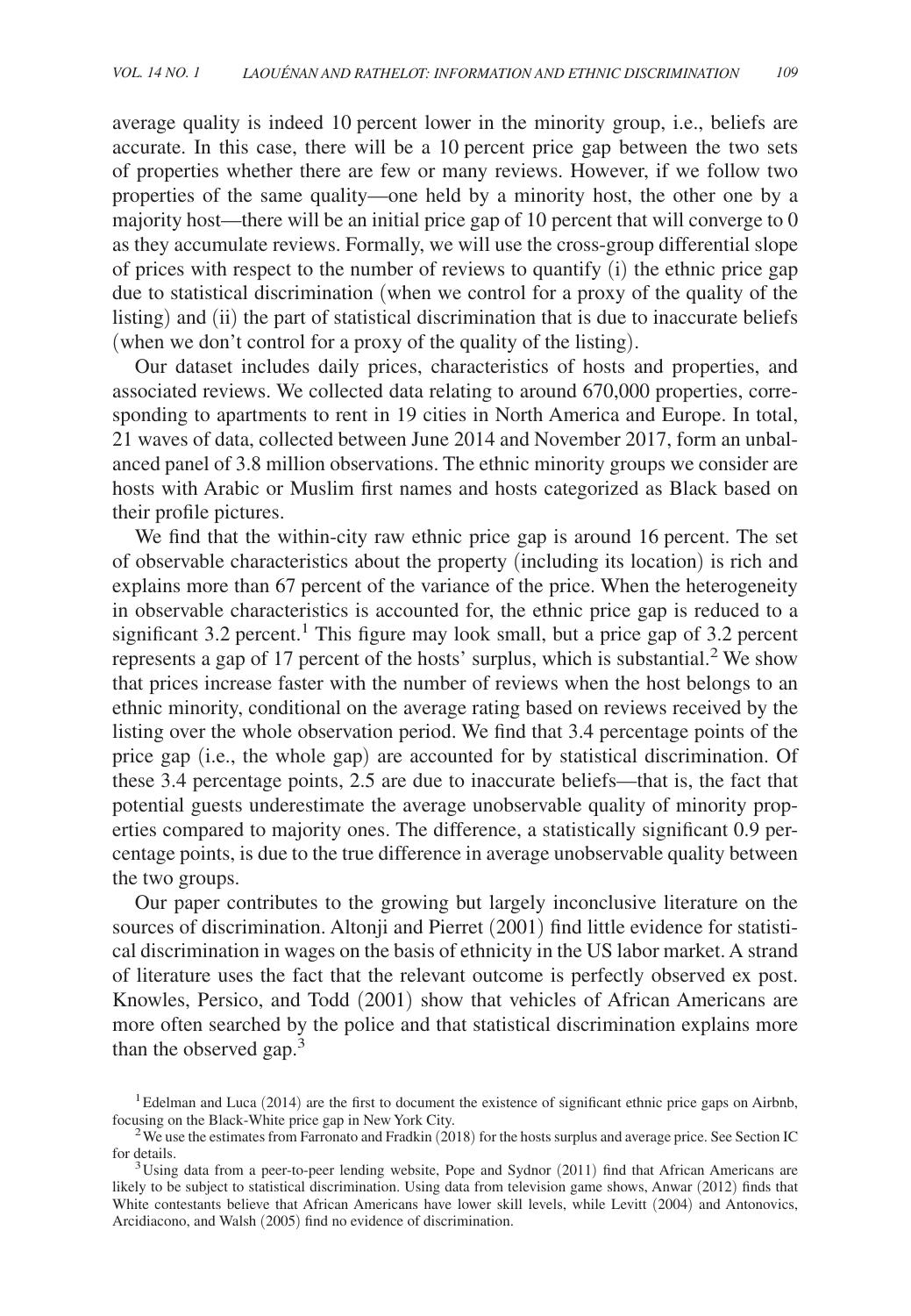average quality is indeed 10 percent lower in the minority group, i.e., beliefs are accurate. In this case, there will be a 10 percent price gap between the two sets of properties whether there are few or many reviews. However, if we follow two properties of the same quality—one held by a minority host, the other one by a majority host—there will be an initial price gap of 10 percent that will converge to 0 as they accumulate reviews. Formally, we will use the cross-group differential slope of prices with respect to the number of reviews to quantify (i) the ethnic price gap due to statistical discrimination (when we control for a proxy of the quality of the listing) and (ii) the part of statistical discrimination that is due to inaccurate beliefs (when we don't control for a proxy of the quality of the listing).

Our dataset includes daily prices, characteristics of hosts and properties, and associated reviews. We collected data relating to around 670,000 properties, corresponding to apartments to rent in 19 cities in North America and Europe. In total, 21 waves of data, collected between June 2014 and November 2017, form an unbalanced panel of 3.8 million observations. The ethnic minority groups we consider are hosts with Arabic or Muslim first names and hosts categorized as Black based on their profile pictures.

We find that the within-city raw ethnic price gap is around 16 percent. The set of observable characteristics about the property (including its location) is rich and explains more than 67 percent of the variance of the price. When the heterogeneity in observable characteristics is accounted for, the ethnic price gap is reduced to a significant 3.2 percent.[1] This figure may look small, but a price gap of 3.2 percent represents a gap of 17 percent of the hosts' surplus, which is substantial.[2] We show that prices increase faster with the number of reviews when the host belongs to an ethnic minority, conditional on the average rating based on reviews received by the listing over the whole observation period. We find that 3.4 percentage points of the price gap (i.e., the whole gap) are accounted for by statistical discrimination. Of these 3.4 percentage points, 2.5 are due to inaccurate beliefs—that is, the fact that potential guests underestimate the average unobservable quality of minority properties compared to majority ones. The difference, a statistically significant 0.9 percentage points, is due to the true difference in average unobservable quality between the two groups.

Our paper contributes to the growing but largely inconclusive literature on the sources of discrimination. Altonji and Pierret (2001) find little evidence for statistical discrimination in wages on the basis of ethnicity in the US labor market. A strand of literature uses the fact that the relevant outcome is perfectly observed ex post. Knowles, Persico, and Todd (2001) show that vehicles of African Americans are more often searched by the police and that statistical discrimination explains more than the observed gap.[3]

[1] Edelman and Luca (2014) are the first to document the existence of significant ethnic price gaps on Airbnb, focusing on the Black-White price gap in New York City.

[2] We use the estimates from Farronato and Fradkin (2018) for the hosts surplus and average price. See Section IC for details.

[3] Using data from a peer-to-peer lending website, Pope and Sydnor (2011) find that African Americans are likely to be subject to statistical discrimination. Using data from television game shows, Anwar (2012) finds that White contestants believe that African Americans have lower skill levels, while Levitt (2004) and Antonovics, Arcidiacono, and Walsh (2005) find no evidence of discrimination.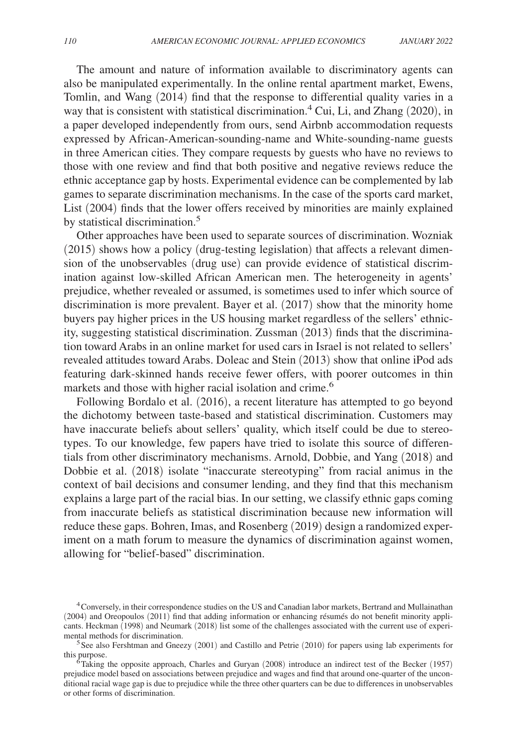The amount and nature of information available to discriminatory agents can also be manipulated experimentally. In the online rental apartment market, Ewens, Tomlin, and Wang (2014) find that the response to differential quality varies in a way that is consistent with statistical discrimination.[4] Cui, Li, and Zhang (2020), in a paper developed independently from ours, send Airbnb accommodation requests expressed by African-American-sounding-name and White-sounding-name guests in three American cities. They compare requests by guests who have no reviews to those with one review and find that both positive and negative reviews reduce the ethnic acceptance gap by hosts. Experimental evidence can be complemented by lab games to separate discrimination mechanisms. In the case of the sports card market, List (2004) finds that the lower offers received by minorities are mainly explained by statistical discrimination.[5]

Other approaches have been used to separate sources of discrimination. Wozniak (2015) shows how a policy (drug-testing legislation) that affects a relevant dimension of the unobservables (drug use) can provide evidence of statistical discrimination against low-skilled African American men. The heterogeneity in agents' prejudice, whether revealed or assumed, is sometimes used to infer which source of discrimination is more prevalent. Bayer et al. (2017) show that the minority home buyers pay higher prices in the US housing market regardless of the sellers' ethnicity, suggesting statistical discrimination. Zussman (2013) finds that the discrimination toward Arabs in an online market for used cars in Israel is not related to sellers' revealed attitudes toward Arabs. Doleac and Stein (2013) show that online iPod ads featuring dark-skinned hands receive fewer offers, with poorer outcomes in thin markets and those with higher racial isolation and crime.[6]

Following Bordalo et al. (2016), a recent literature has attempted to go beyond the dichotomy between taste-based and statistical discrimination. Customers may have inaccurate beliefs about sellers' quality, which itself could be due to stereotypes. To our knowledge, few papers have tried to isolate this source of differentials from other discriminatory mechanisms. Arnold, Dobbie, and Yang (2018) and Dobbie et al. (2018) isolate "inaccurate stereotyping" from racial animus in the context of bail decisions and consumer lending, and they find that this mechanism explains a large part of the racial bias. In our setting, we classify ethnic gaps coming from inaccurate beliefs as statistical discrimination because new information will reduce these gaps. Bohren, Imas, and Rosenberg (2019) design a randomized experiment on a math forum to measure the dynamics of discrimination against women, allowing for "belief-based" discrimination.

[4] Conversely, in their correspondence studies on the US and Canadian labor markets, Bertrand and Mullainathan (2004) and Oreopoulos (2011) find that adding information or enhancing résumés do not benefit minority applicants. Heckman (1998) and Neumark (2018) list some of the challenges associated with the current use of experimental methods for discrimination.

[5] See also Fershtman and Gneezy (2001) and Castillo and Petrie (2010) for papers using lab experiments for this purpose.

[6] Taking the opposite approach, Charles and Guryan (2008) introduce an indirect test of the Becker (1957) prejudice model based on associations between prejudice and wages and find that around one-quarter of the unconditional racial wage gap is due to prejudice while the three other quarters can be due to differences in unobservables or other forms of discrimination.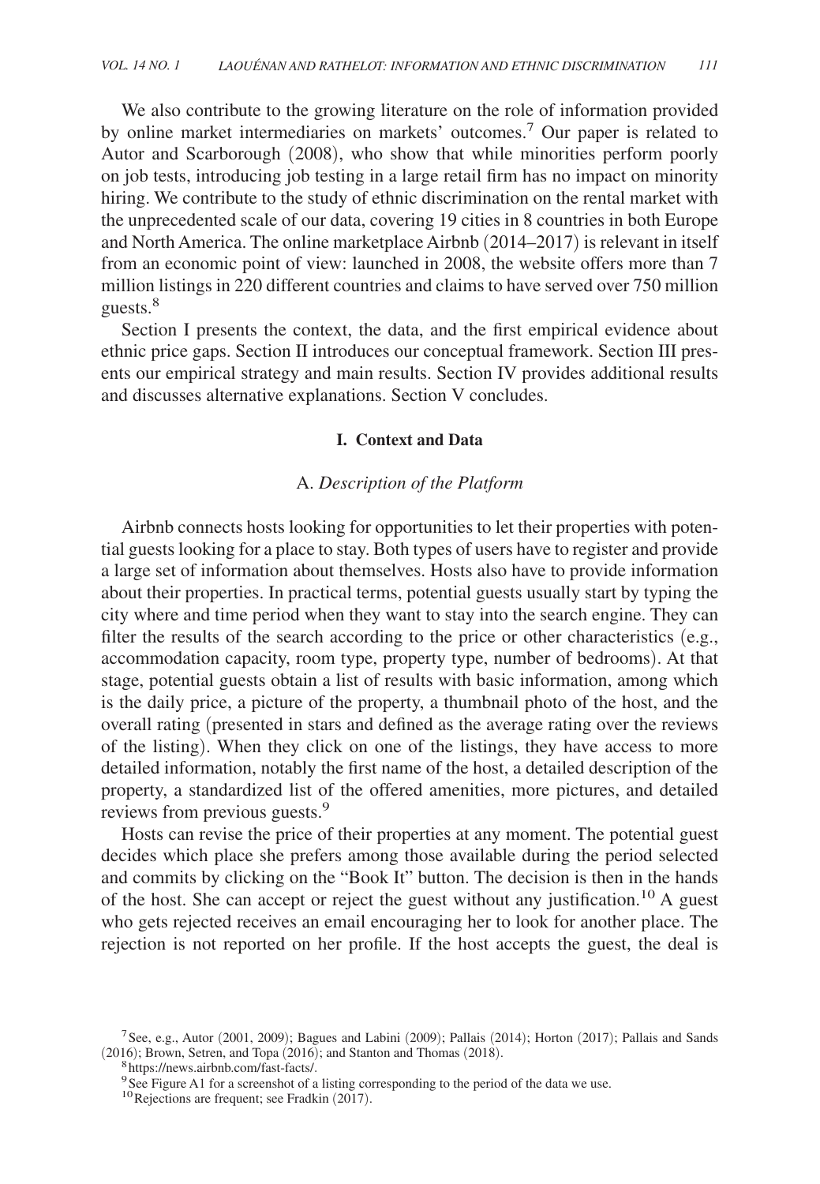We also contribute to the growing literature on the role of information provided by online market intermediaries on markets' outcomes.[7] Our paper is related to Autor and Scarborough (2008), who show that while minorities perform poorly on job tests, introducing job testing in a large retail firm has no impact on minority hiring. We contribute to the study of ethnic discrimination on the rental market with the unprecedented scale of our data, covering 19 cities in 8 countries in both Europe and North America. The online marketplace Airbnb (2014–2017) is relevant in itself from an economic point of view: launched in 2008, the website offers more than 7 million listings in 220 different countries and claims to have served over 750 million guests.[8]

Section I presents the context, the data, and the first empirical evidence about ethnic price gaps. Section II introduces our conceptual framework. Section III presents our empirical strategy and main results. Section IV provides additional results and discusses alternative explanations. Section V concludes.

## I. Context and Data

### A. *Description of the Platform*

Airbnb connects hosts looking for opportunities to let their properties with potential guests looking for a place to stay. Both types of users have to register and provide a large set of information about themselves. Hosts also have to provide information about their properties. In practical terms, potential guests usually start by typing the city where and time period when they want to stay into the search engine. They can filter the results of the search according to the price or other characteristics (e.g., accommodation capacity, room type, property type, number of bedrooms). At that stage, potential guests obtain a list of results with basic information, among which is the daily price, a picture of the property, a thumbnail photo of the host, and the overall rating (presented in stars and defined as the average rating over the reviews of the listing). When they click on one of the listings, they have access to more detailed information, notably the first name of the host, a detailed description of the property, a standardized list of the offered amenities, more pictures, and detailed reviews from previous guests.[9]

Hosts can revise the price of their properties at any moment. The potential guest decides which place she prefers among those available during the period selected and commits by clicking on the "Book It" button. The decision is then in the hands of the host. She can accept or reject the guest without any justification.[10] A guest who gets rejected receives an email encouraging her to look for another place. The rejection is not reported on her profile. If the host accepts the guest, the deal is

[7] See, e.g., Autor (2001, 2009); Bagues and Labini (2009); Pallais (2014); Horton (2017); Pallais and Sands (2016); Brown, Setren, and Topa (2016); and Stanton and Thomas (2018).

[8] https://news.airbnb.com/fast-facts/.

[9] See Figure A1 for a screenshot of a listing corresponding to the period of the data we use.

[10] Rejections are frequent; see Fradkin (2017).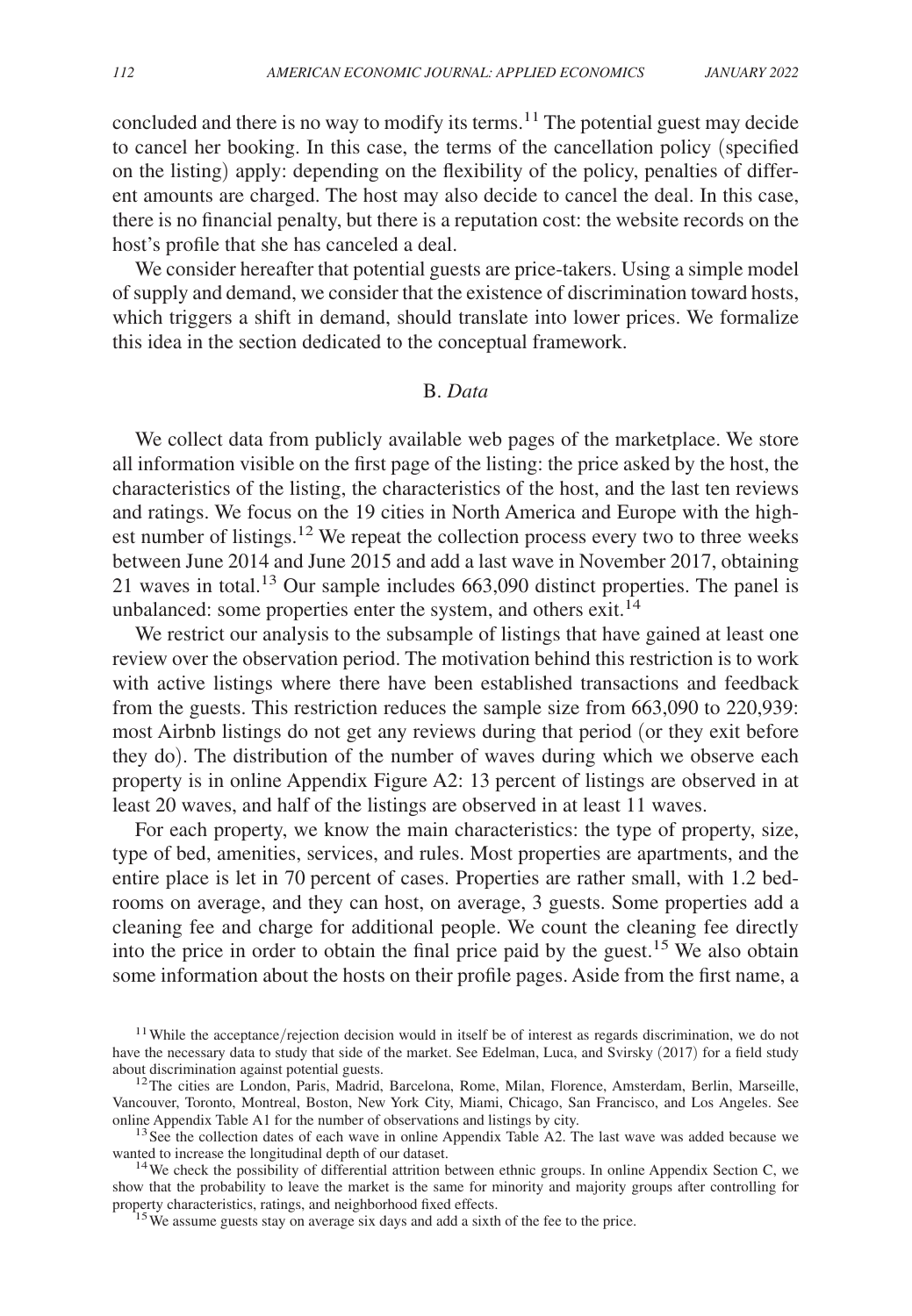concluded and there is no way to modify its terms.[11] The potential guest may decide to cancel her booking. In this case, the terms of the cancellation policy (specified on the listing) apply: depending on the flexibility of the policy, penalties of different amounts are charged. The host may also decide to cancel the deal. In this case, there is no financial penalty, but there is a reputation cost: the website records on the host's profile that she has canceled a deal.

We consider hereafter that potential guests are price-takers. Using a simple model of supply and demand, we consider that the existence of discrimination toward hosts, which triggers a shift in demand, should translate into lower prices. We formalize this idea in the section dedicated to the conceptual framework.

### B. *Data*

We collect data from publicly available web pages of the marketplace. We store all information visible on the first page of the listing: the price asked by the host, the characteristics of the listing, the characteristics of the host, and the last ten reviews and ratings. We focus on the 19 cities in North America and Europe with the highest number of listings.[12] We repeat the collection process every two to three weeks between June 2014 and June 2015 and add a last wave in November 2017, obtaining 21 waves in total.[13] Our sample includes 663,090 distinct properties. The panel is unbalanced: some properties enter the system, and others exit.[14]

We restrict our analysis to the subsample of listings that have gained at least one review over the observation period. The motivation behind this restriction is to work with active listings where there have been established transactions and feedback from the guests. This restriction reduces the sample size from 663,090 to 220,939: most Airbnb listings do not get any reviews during that period (or they exit before they do). The distribution of the number of waves during which we observe each property is in online Appendix Figure A2: 13 percent of listings are observed in at least 20 waves, and half of the listings are observed in at least 11 waves.

For each property, we know the main characteristics: the type of property, size, type of bed, amenities, services, and rules. Most properties are apartments, and the entire place is let in 70 percent of cases. Properties are rather small, with 1.2 bedrooms on average, and they can host, on average, 3 guests. Some properties add a cleaning fee and charge for additional people. We count the cleaning fee directly into the price in order to obtain the final price paid by the guest.[15] We also obtain some information about the hosts on their profile pages. Aside from the first name, a

[11] While the acceptance/rejection decision would in itself be of interest as regards discrimination, we do not have the necessary data to study that side of the market. See Edelman, Luca, and Svirsky (2017) for a field study about discrimination against potential guests.

[12] The cities are London, Paris, Madrid, Barcelona, Rome, Milan, Florence, Amsterdam, Berlin, Marseille, Vancouver, Toronto, Montreal, Boston, New York City, Miami, Chicago, San Francisco, and Los Angeles. See online Appendix Table A1 for the number of observations and listings by city.

[13] See the collection dates of each wave in online Appendix Table A2. The last wave was added because we wanted to increase the longitudinal depth of our dataset.

[14] We check the possibility of differential attrition between ethnic groups. In online Appendix Section C, we show that the probability to leave the market is the same for minority and majority groups after controlling for property characteristics, ratings, and neighborhood fixed effects.

[15] We assume guests stay on average six days and add a sixth of the fee to the price.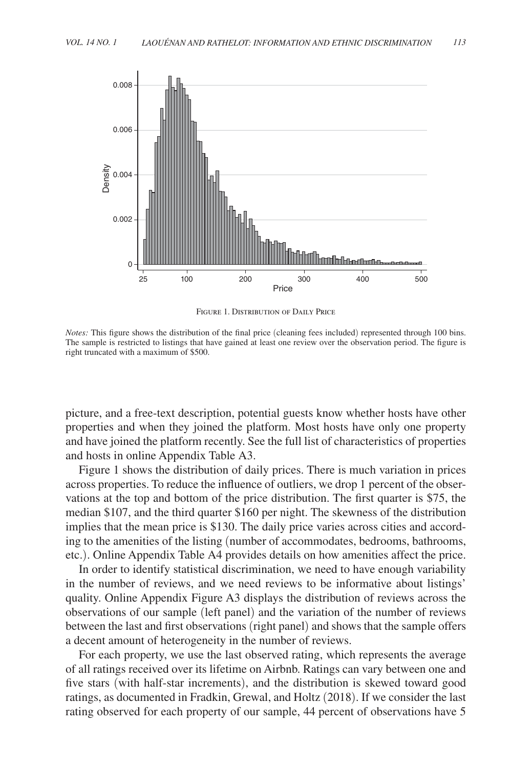Figure 1. Distribution of Daily Price

*Notes:* This figure shows the distribution of the final price (cleaning fees included) represented through 100 bins. The sample is restricted to listings that have gained at least one review over the observation period. The figure is right truncated with a maximum of $500.

picture, and a free-text description, potential guests know whether hosts have other properties and when they joined the platform. Most hosts have only one property and have joined the platform recently. See the full list of characteristics of properties and hosts in online Appendix Table A3.

Figure 1 shows the distribution of daily prices. There is much variation in prices across properties. To reduce the influence of outliers, we drop 1 percent of the observations at the top and bottom of the price distribution. The first quarter is $75, the median $107, and the third quarter $160 per night. The skewness of the distribution implies that the mean price is $130. The daily price varies across cities and according to the amenities of the listing (number of accommodates, bedrooms, bathrooms, etc.). Online Appendix Table A4 provides details on how amenities affect the price.

In order to identify statistical discrimination, we need to have enough variability in the number of reviews, and we need reviews to be informative about listings' quality. Online Appendix Figure A3 displays the distribution of reviews across the observations of our sample (left panel) and the variation of the number of reviews between the last and first observations (right panel) and shows that the sample offers a decent amount of heterogeneity in the number of reviews.

For each property, we use the last observed rating, which represents the average of all ratings received over its lifetime on Airbnb. Ratings can vary between one and five stars (with half-star increments), and the distribution is skewed toward good ratings, as documented in Fradkin, Grewal, and Holtz (2018). If we consider the last rating observed for each property of our sample, 44 percent of observations have 5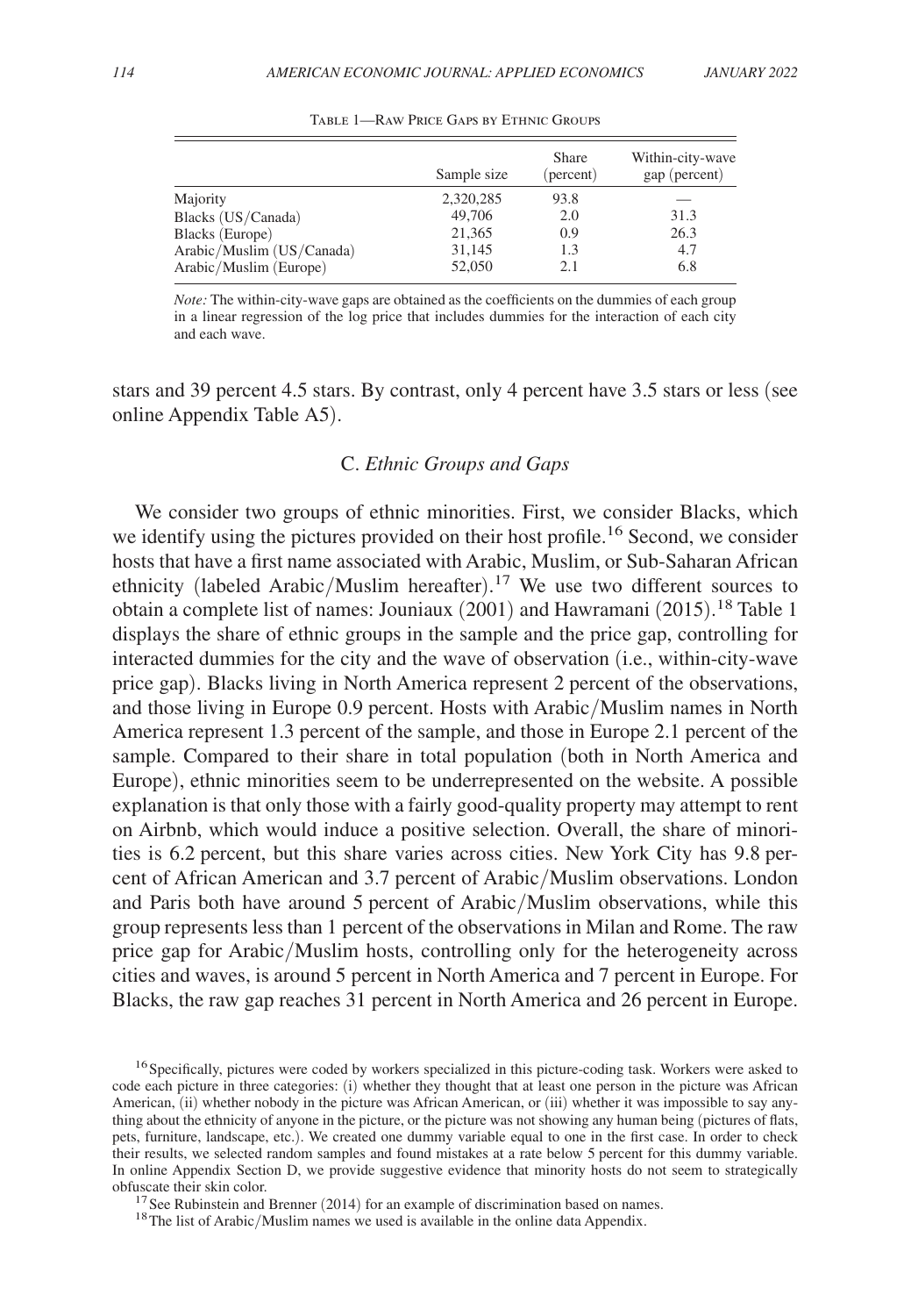Table 1—Raw Price Gaps by Ethnic Groups

| | Sample size | Share (percent) | Within-city-wave gap (percent) |
|---|---|---|---|
| Majority | 2,320,285 | 93.8 | — |
| Blacks (US/Canada) | 49,706 | 2.0 | 31.3 |
| Blacks (Europe) | 21,365 | 0.9 | 26.3 |
| Arabic/Muslim (US/Canada) | 31,145 | 1.3 | 4.7 |
| Arabic/Muslim (Europe) | 52,050 | 2.1 | 6.8 |

*Note:* The within-city-wave gaps are obtained as the coefficients on the dummies of each group in a linear regression of the log price that includes dummies for the interaction of each city and each wave.

stars and 39 percent 4.5 stars. By contrast, only 4 percent have 3.5 stars or less (see online Appendix Table A5).

### C. *Ethnic Groups and Gaps*

We consider two groups of ethnic minorities. First, we consider Blacks, which we identify using the pictures provided on their host profile.[16] Second, we consider hosts that have a first name associated with Arabic, Muslim, or Sub-Saharan African ethnicity (labeled Arabic/Muslim hereafter).[17] We use two different sources to obtain a complete list of names: Jouniaux (2001) and Hawramani (2015).[18] Table 1 displays the share of ethnic groups in the sample and the price gap, controlling for interacted dummies for the city and the wave of observation (i.e., within-city-wave price gap). Blacks living in North America represent 2 percent of the observations, and those living in Europe 0.9 percent. Hosts with Arabic/Muslim names in North America represent 1.3 percent of the sample, and those in Europe 2.1 percent of the sample. Compared to their share in total population (both in North America and Europe), ethnic minorities seem to be underrepresented on the website. A possible explanation is that only those with a fairly good-quality property may attempt to rent on Airbnb, which would induce a positive selection. Overall, the share of minorities is 6.2 percent, but this share varies across cities. New York City has 9.8 percent of African American and 3.7 percent of Arabic/Muslim observations. London and Paris both have around 5 percent of Arabic/Muslim observations, while this group represents less than 1 percent of the observations in Milan and Rome. The raw price gap for Arabic/Muslim hosts, controlling only for the heterogeneity across cities and waves, is around 5 percent in North America and 7 percent in Europe. For Blacks, the raw gap reaches 31 percent in North America and 26 percent in Europe.

[16] Specifically, pictures were coded by workers specialized in this picture-coding task. Workers were asked to code each picture in three categories: (i) whether they thought that at least one person in the picture was African American, (ii) whether nobody in the picture was African American, or (iii) whether it was impossible to say anything about the ethnicity of anyone in the picture, or the picture was not showing any human being (pictures of flats, pets, furniture, landscape, etc.). We created one dummy variable equal to one in the first case. In order to check their results, we selected random samples and found mistakes at a rate below 5 percent for this dummy variable. In online Appendix Section D, we provide suggestive evidence that minority hosts do not seem to strategically obfuscate their skin color.

[17] See Rubinstein and Brenner (2014) for an example of discrimination based on names.

[18] The list of Arabic/Muslim names we used is available in the online data Appendix.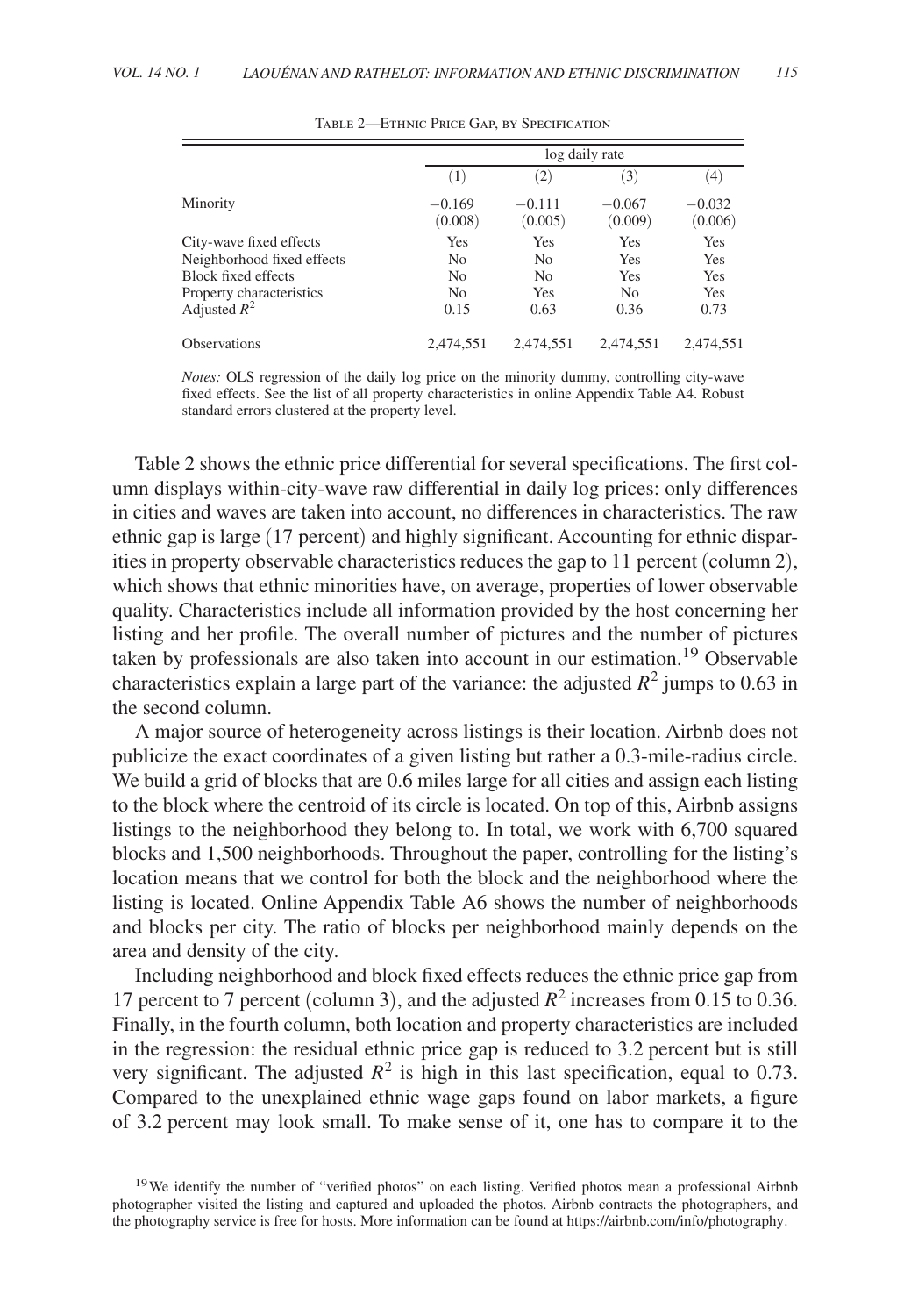Table 2—Ethnic Price Gap, by Specification

| | log daily rate | | | |
|---|---|---|---|---|
| | (1) | (2) | (3) | (4) |
| Minority | −0.169 | −0.111 | −0.067 | −0.032 |
| | (0.008) | (0.005) | (0.009) | (0.006) |
| City-wave fixed effects | Yes | Yes | Yes | Yes |
| Neighborhood fixed effects | No | No | Yes | Yes |
| Block fixed effects | No | No | Yes | Yes |
| Property characteristics | No | Yes | No | Yes |
| Adjusted $R^2$ | 0.15 | 0.63 | 0.36 | 0.73 |
| Observations | 2,474,551 | 2,474,551 | 2,474,551 | 2,474,551 |

*Notes:* OLS regression of the daily log price on the minority dummy, controlling city-wave fixed effects. See the list of all property characteristics in online Appendix Table A4. Robust standard errors clustered at the property level.

Table 2 shows the ethnic price differential for several specifications. The first column displays within-city-wave raw differential in daily log prices: only differences in cities and waves are taken into account, no differences in characteristics. The raw ethnic gap is large (17 percent) and highly significant. Accounting for ethnic disparities in property observable characteristics reduces the gap to 11 percent (column 2), which shows that ethnic minorities have, on average, properties of lower observable quality. Characteristics include all information provided by the host concerning her listing and her profile. The overall number of pictures and the number of pictures taken by professionals are also taken into account in our estimation.[19] Observable characteristics explain a large part of the variance: the adjusted $R^2$ jumps to 0.63 in the second column.

A major source of heterogeneity across listings is their location. Airbnb does not publicize the exact coordinates of a given listing but rather a 0.3-mile-radius circle. We build a grid of blocks that are 0.6 miles large for all cities and assign each listing to the block where the centroid of its circle is located. On top of this, Airbnb assigns listings to the neighborhood they belong to. In total, we work with 6,700 squared blocks and 1,500 neighborhoods. Throughout the paper, controlling for the listing's location means that we control for both the block and the neighborhood where the listing is located. Online Appendix Table A6 shows the number of neighborhoods and blocks per city. The ratio of blocks per neighborhood mainly depends on the area and density of the city.

Including neighborhood and block fixed effects reduces the ethnic price gap from 17 percent to 7 percent (column 3), and the adjusted $R^2$ increases from 0.15 to 0.36. Finally, in the fourth column, both location and property characteristics are included in the regression: the residual ethnic price gap is reduced to 3.2 percent but is still very significant. The adjusted $R^2$ is high in this last specification, equal to 0.73. Compared to the unexplained ethnic wage gaps found on labor markets, a figure of 3.2 percent may look small. To make sense of it, one has to compare it to the

[19] We identify the number of "verified photos" on each listing. Verified photos mean a professional Airbnb photographer visited the listing and captured and uploaded the photos. Airbnb contracts the photographers, and the photography service is free for hosts. More information can be found at https://airbnb.com/info/photography.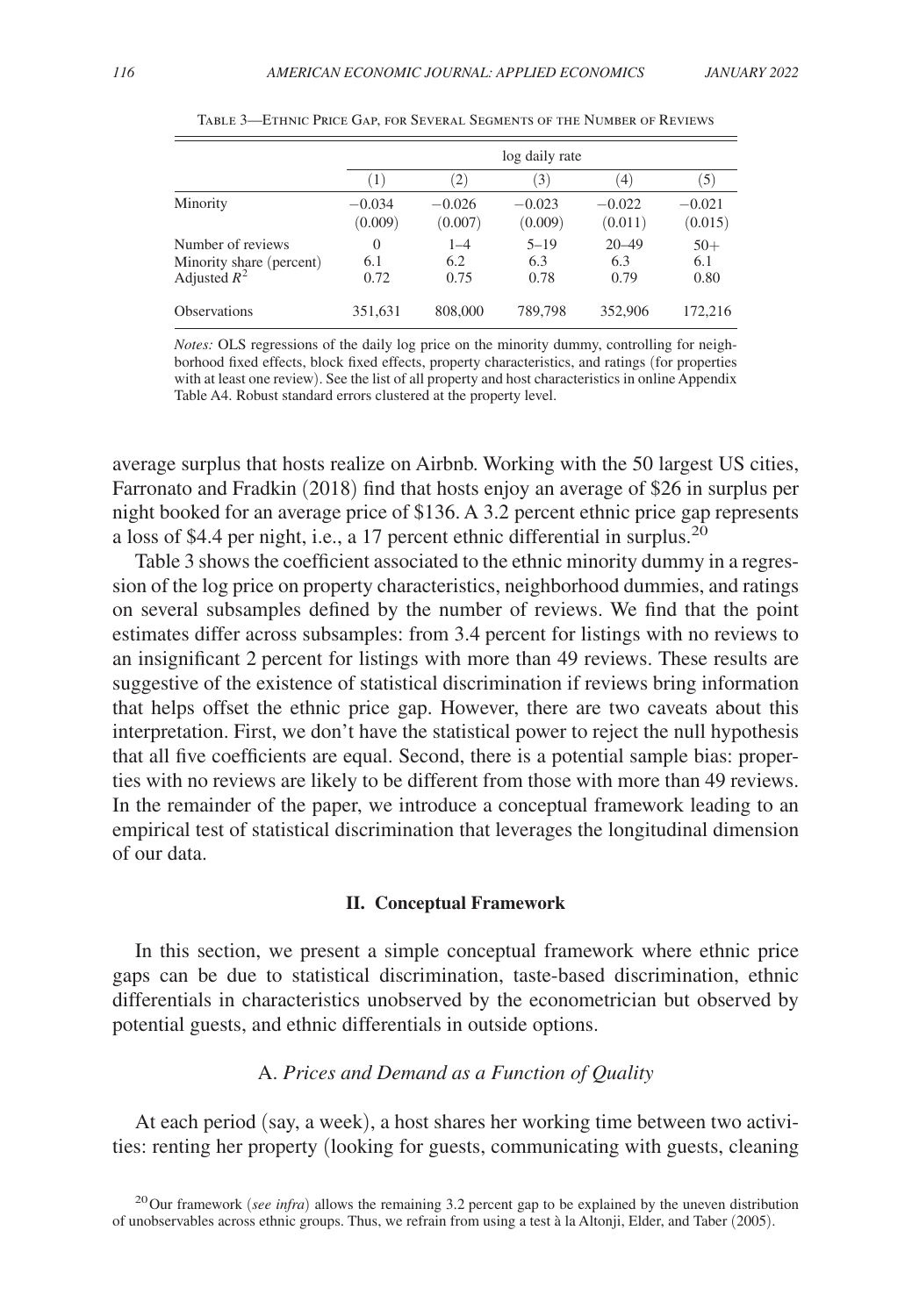Table 3—Ethnic Price Gap, for Several Segments of the Number of Reviews

| | log daily rate | | | | |
|---|---|---|---|---|---|
| | (1) | (2) | (3) | (4) | (5) |
| Minority | −0.034 | −0.026 | −0.023 | −0.022 | −0.021 |
| | (0.009) | (0.007) | (0.009) | (0.011) | (0.015) |
| Number of reviews | 0 | 1–4 | 5–19 | 20–49 | 50+ |
| Minority share (percent) | 6.1 | 6.2 | 6.3 | 6.3 | 6.1 |
| Adjusted $R^2$ | 0.72 | 0.75 | 0.78 | 0.79 | 0.80 |
| Observations | 351,631 | 808,000 | 789,798 | 352,906 | 172,216 |

*Notes:* OLS regressions of the daily log price on the minority dummy, controlling for neighborhood fixed effects, block fixed effects, property characteristics, and ratings (for properties with at least one review). See the list of all property and host characteristics in online Appendix Table A4. Robust standard errors clustered at the property level.

average surplus that hosts realize on Airbnb. Working with the 50 largest US cities, Farronato and Fradkin (2018) find that hosts enjoy an average of \$26 in surplus per night booked for an average price of \$136. A 3.2 percent ethnic price gap represents a loss of \$4.4 per night, i.e., a 17 percent ethnic differential in surplus.[20]

Table 3 shows the coefficient associated to the ethnic minority dummy in a regression of the log price on property characteristics, neighborhood dummies, and ratings on several subsamples defined by the number of reviews. We find that the point estimates differ across subsamples: from 3.4 percent for listings with no reviews to an insignificant 2 percent for listings with more than 49 reviews. These results are suggestive of the existence of statistical discrimination if reviews bring information that helps offset the ethnic price gap. However, there are two caveats about this interpretation. First, we don't have the statistical power to reject the null hypothesis that all five coefficients are equal. Second, there is a potential sample bias: properties with no reviews are likely to be different from those with more than 49 reviews. In the remainder of the paper, we introduce a conceptual framework leading to an empirical test of statistical discrimination that leverages the longitudinal dimension of our data.

## II. Conceptual Framework

In this section, we present a simple conceptual framework where ethnic price gaps can be due to statistical discrimination, taste-based discrimination, ethnic differentials in characteristics unobserved by the econometrician but observed by potential guests, and ethnic differentials in outside options.

### A. *Prices and Demand as a Function of Quality*

At each period (say, a week), a host shares her working time between two activities: renting her property (looking for guests, communicating with guests, cleaning

[20] Our framework (*see infra*) allows the remaining 3.2 percent gap to be explained by the uneven distribution of unobservables across ethnic groups. Thus, we refrain from using a test à la Altonji, Elder, and Taber (2005).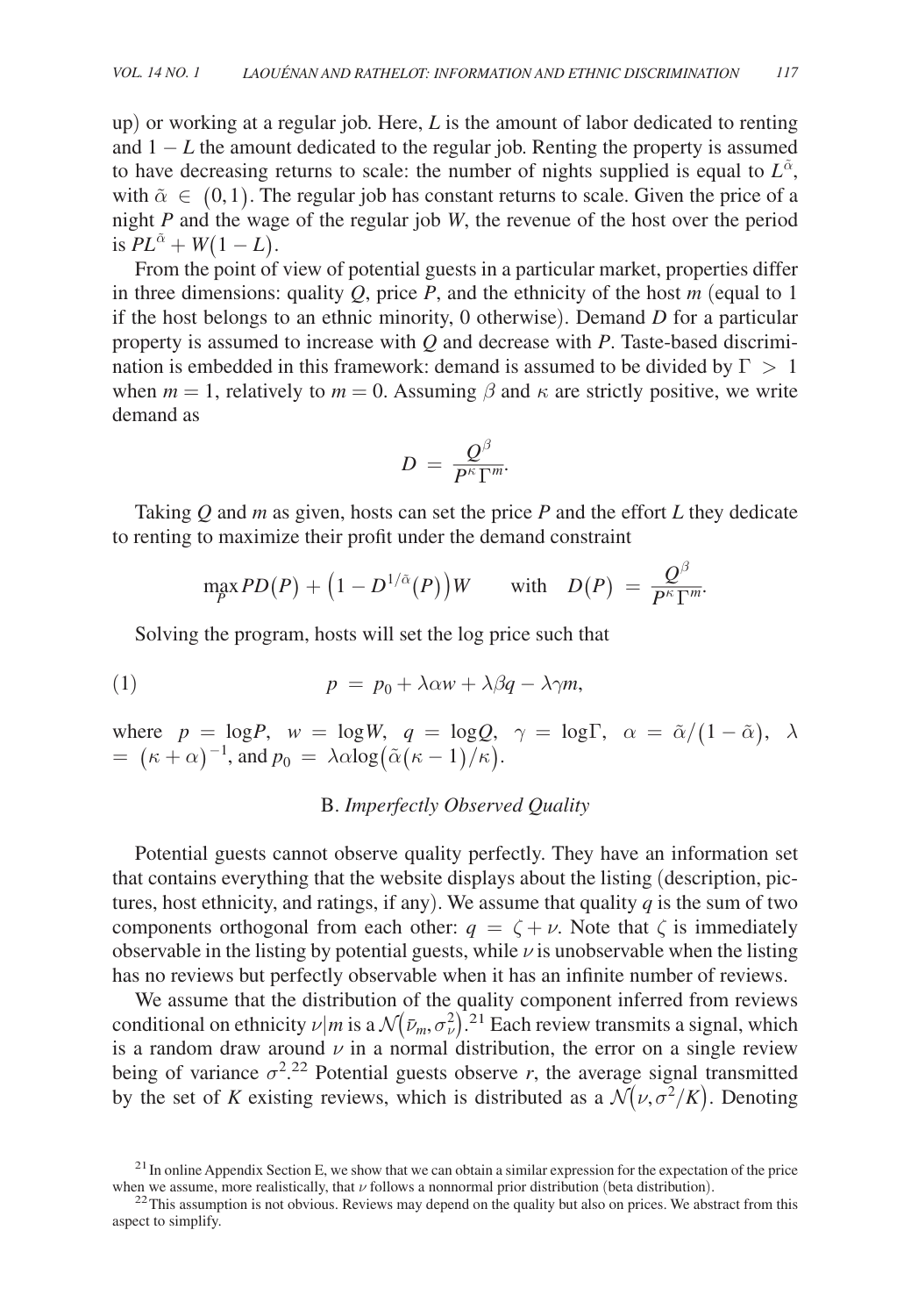up) or working at a regular job. Here, $L$ is the amount of labor dedicated to renting and $1 - L$ the amount dedicated to the regular job. Renting the property is assumed to have decreasing returns to scale: the number of nights supplied is equal to $L^{\tilde{\alpha}}$, with $\tilde{\alpha} \in (0,1)$. The regular job has constant returns to scale. Given the price of a night $P$ and the wage of the regular job $W$, the revenue of the host over the period is $PL^{\tilde{\alpha}} + W(1 - L)$.

From the point of view of potential guests in a particular market, properties differ in three dimensions: quality $Q$, price $P$, and the ethnicity of the host $m$ (equal to 1 if the host belongs to an ethnic minority, 0 otherwise). Demand $D$ for a particular property is assumed to increase with $Q$ and decrease with $P$. Taste-based discrimination is embedded in this framework: demand is assumed to be divided by $\Gamma > 1$ when $m = 1$, relatively to $m = 0$. Assuming $\beta$ and $\kappa$ are strictly positive, we write demand as

$$D = \frac{Q^{\beta}}{P^{\kappa}\Gamma^{m}}.$$

Taking $Q$ and $m$ as given, hosts can set the price $P$ and the effort $L$ they dedicate to renting to maximize their profit under the demand constraint

$$\max_{P} PD(P) + \left(1 - D^{1/\tilde{\alpha}}(P)\right)W \qquad \text{with} \quad D(P) = \frac{Q^{\beta}}{P^{\kappa}\Gamma^{m}}.$$

Solving the program, hosts will set the log price such that

$$p = p_0 + \lambda\alpha w + \lambda\beta q - \lambda\gamma m, \tag{1}$$

where $p = \log P$, $w = \log W$, $q = \log Q$, $\gamma = \log \Gamma$, $\alpha = \tilde{\alpha}/(1 - \tilde{\alpha})$, $\lambda = (\kappa + \alpha)^{-1}$, and $p_0 = \lambda\alpha\log(\tilde{\alpha}(\kappa - 1)/\kappa)$.

### B. *Imperfectly Observed Quality*

Potential guests cannot observe quality perfectly. They have an information set that contains everything that the website displays about the listing (description, pictures, host ethnicity, and ratings, if any). We assume that quality $q$ is the sum of two components orthogonal from each other: $q = \zeta + \nu$. Note that $\zeta$ is immediately observable in the listing by potential guests, while $\nu$ is unobservable when the listing has no reviews but perfectly observable when it has an infinite number of reviews.

We assume that the distribution of the quality component inferred from reviews conditional on ethnicity $\nu | m$ is a $\mathcal{N}(\bar{\nu}_m, \sigma_\nu^2)$.[21] Each review transmits a signal, which is a random draw around $\nu$ in a normal distribution, the error on a single review being of variance $\sigma^2$.[22] Potential guests observe $r$, the average signal transmitted by the set of $K$ existing reviews, which is distributed as a $\mathcal{N}(\nu, \sigma^2/K)$. Denoting

[21] In online Appendix Section E, we show that we can obtain a similar expression for the expectation of the price when we assume, more realistically, that $\nu$ follows a nonnormal prior distribution (beta distribution).

[22] This assumption is not obvious. Reviews may depend on the quality but also on prices. We abstract from this aspect to simplify.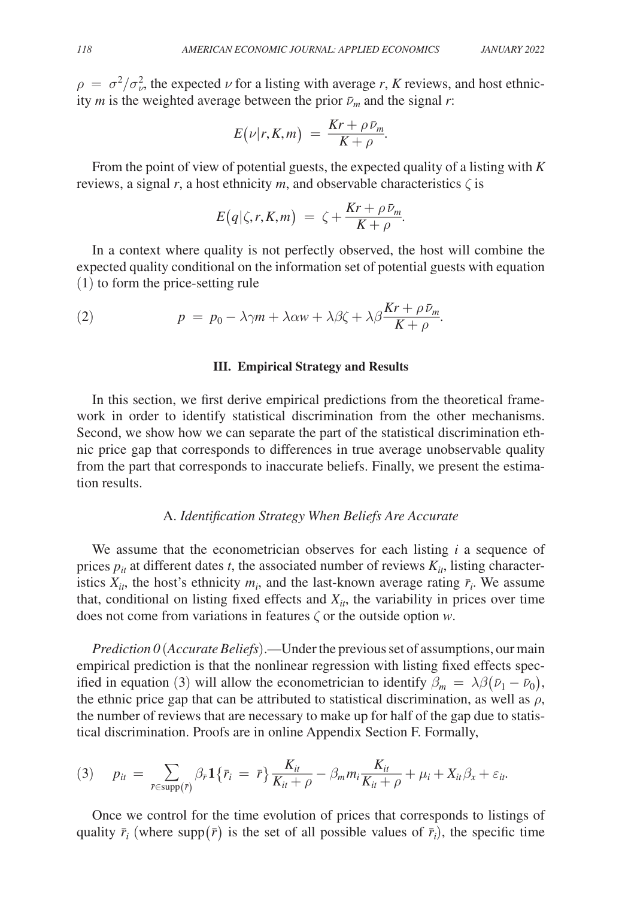$\rho = \sigma^2/\sigma_\nu^2$, the expected $\nu$ for a listing with average $r$, $K$ reviews, and host ethnicity $m$ is the weighted average between the prior $\bar{\nu}_m$ and the signal $r$:

$$E(\nu | r, K, m) = \frac{Kr + \rho \bar{\nu}_m}{K + \rho}.$$

From the point of view of potential guests, the expected quality of a listing with $K$ reviews, a signal $r$, a host ethnicity $m$, and observable characteristics $\zeta$ is

$$E(q | \zeta, r, K, m) = \zeta + \frac{Kr + \rho \bar{\nu}_m}{K + \rho}.$$

In a context where quality is not perfectly observed, the host will combine the expected quality conditional on the information set of potential guests with equation (1) to form the price-setting rule

$$p = p_0 - \lambda\gamma m + \lambda\alpha w + \lambda\beta\zeta + \lambda\beta\frac{Kr + \rho\bar{\nu}_m}{K + \rho}. \tag{2}$$

## III. Empirical Strategy and Results

In this section, we first derive empirical predictions from the theoretical framework in order to identify statistical discrimination from the other mechanisms. Second, we show how we can separate the part of the statistical discrimination ethnic price gap that corresponds to differences in true average unobservable quality from the part that corresponds to inaccurate beliefs. Finally, we present the estimation results.

### A. *Identification Strategy When Beliefs Are Accurate*

We assume that the econometrician observes for each listing $i$ a sequence of prices $p_{it}$ at different dates $t$, the associated number of reviews $K_{it}$, listing characteristics $X_{it}$, the host's ethnicity $m_i$, and the last-known average rating $\bar{r}_i$. We assume that, conditional on listing fixed effects and $X_{it}$, the variability in prices over time does not come from variations in features $\zeta$ or the outside option $w$.

*Prediction 0 (Accurate Beliefs).*—Under the previous set of assumptions, our main empirical prediction is that the nonlinear regression with listing fixed effects specified in equation (3) will allow the econometrician to identify $\beta_m = \lambda\beta(\bar{\nu}_1 - \bar{\nu}_0)$, the ethnic price gap that can be attributed to statistical discrimination, as well as $\rho$, the number of reviews that are necessary to make up for half of the gap due to statistical discrimination. Proofs are in online Appendix Section F. Formally,

$$p_{it} = \sum_{\bar{r} \in \text{supp}(\bar{r})} \beta_{\bar{r}} \mathbf{1}\{\bar{r}_i = \bar{r}\} \frac{K_{it}}{K_{it} + \rho} - \beta_m m_i \frac{K_{it}}{K_{it} + \rho} + \mu_i + X_{it}\beta_x + \varepsilon_{it}. \tag{3}$$

Once we control for the time evolution of prices that corresponds to listings of quality $\bar{r}_i$ (where $\text{supp}(\bar{r})$ is the set of all possible values of $\bar{r}_i$), the specific time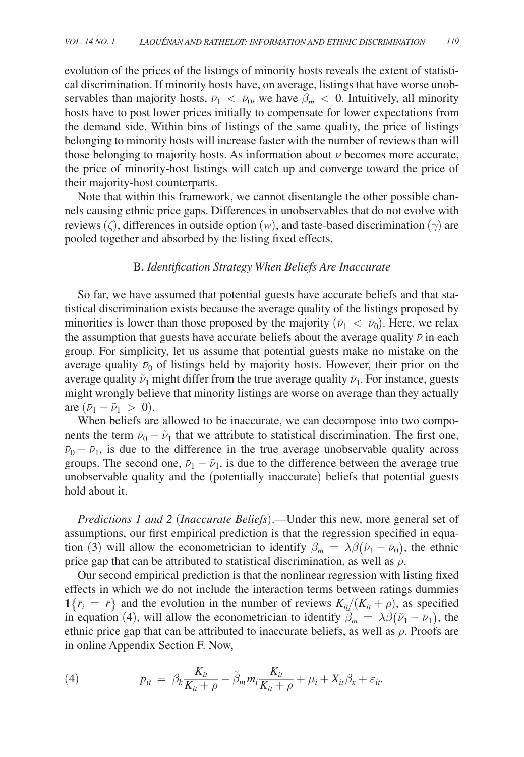evolution of the prices of the listings of minority hosts reveals the extent of statistical discrimination. If minority hosts have, on average, listings that have worse unobservables than majority hosts, $\bar{\nu}_1 < \bar{\nu}_0$, we have $\beta_m < 0$. Intuitively, all minority hosts have to post lower prices initially to compensate for lower expectations from the demand side. Within bins of listings of the same quality, the price of listings belonging to minority hosts will increase faster with the number of reviews than will those belonging to majority hosts. As information about $\nu$ becomes more accurate, the price of minority-host listings will catch up and converge toward the price of their majority-host counterparts.

Note that within this framework, we cannot disentangle the other possible channels causing ethnic price gaps. Differences in unobservables that do not evolve with reviews ($\zeta$), differences in outside option ($w$), and taste-based discrimination ($\gamma$) are pooled together and absorbed by the listing fixed effects.

### B. *Identification Strategy When Beliefs Are Inaccurate*

So far, we have assumed that potential guests have accurate beliefs and that statistical discrimination exists because the average quality of the listings proposed by minorities is lower than those proposed by the majority ($\bar{\nu}_1 < \bar{\nu}_0$). Here, we relax the assumption that guests have accurate beliefs about the average quality $\bar{\nu}$ in each group. For simplicity, let us assume that potential guests make no mistake on the average quality $\bar{\nu}_0$ of listings held by majority hosts. However, their prior on the average quality $\tilde{\nu}_1$ might differ from the true average quality $\bar{\nu}_1$. For instance, guests might wrongly believe that minority listings are worse on average than they actually are ($\bar{\nu}_1 - \tilde{\nu}_1 > 0$).

When beliefs are allowed to be inaccurate, we can decompose into two components the term $\bar{\nu}_0 - \tilde{\nu}_1$ that we attribute to statistical discrimination. The first one, $\bar{\nu}_0 - \bar{\nu}_1$, is due to the difference in the true average unobservable quality across groups. The second one, $\bar{\nu}_1 - \tilde{\nu}_1$, is due to the difference between the average true unobservable quality and the (potentially inaccurate) beliefs that potential guests hold about it.

*Predictions 1 and 2* (*Inaccurate Beliefs*).—Under this new, more general set of assumptions, our first empirical prediction is that the regression specified in equation (3) will allow the econometrician to identify $\beta_m = \lambda\beta(\tilde{\nu}_1 - \bar{\nu}_0)$, the ethnic price gap that can be attributed to statistical discrimination, as well as $\rho$.

Our second empirical prediction is that the nonlinear regression with listing fixed effects in which we do not include the interaction terms between ratings dummies $\mathbf{1}\{\bar{r}_i = \bar{r}\}$ and the evolution in the number of reviews $K_{it}/(K_{it} + \rho)$, as specified in equation (4), will allow the econometrician to identify $\tilde{\beta}_m = \lambda\beta(\tilde{\nu}_1 - \bar{\nu}_1)$, the ethnic price gap that can be attributed to inaccurate beliefs, as well as $\rho$. Proofs are in online Appendix Section F. Now,

$$p_{it} = \beta_k \frac{K_{it}}{K_{it} + \rho} - \tilde{\beta}_m m_i \frac{K_{it}}{K_{it} + \rho} + \mu_i + X_{it}\beta_x + \varepsilon_{it}. \tag{4}$$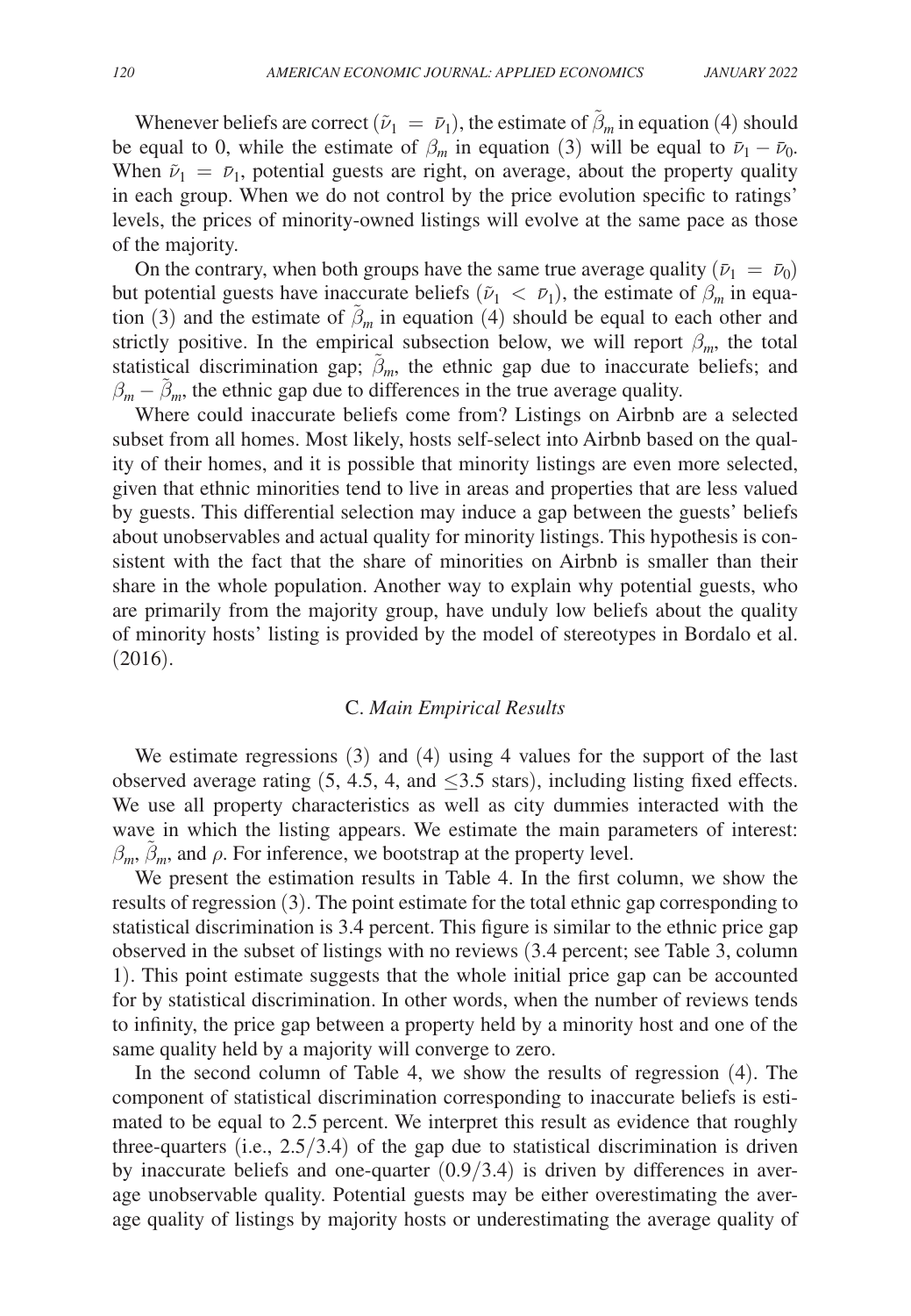Whenever beliefs are correct ($\tilde{\nu}_1 = \bar{\nu}_1$), the estimate of $\tilde{\beta}_m$ in equation (4) should be equal to 0, while the estimate of $\beta_m$ in equation (3) will be equal to $\bar{\nu}_1 - \bar{\nu}_0$. When $\tilde{\nu}_1 = \bar{\nu}_1$, potential guests are right, on average, about the property quality in each group. When we do not control by the price evolution specific to ratings' levels, the prices of minority-owned listings will evolve at the same pace as those of the majority.

On the contrary, when both groups have the same true average quality ($\bar{\nu}_1 = \bar{\nu}_0$) but potential guests have inaccurate beliefs ($\tilde{\nu}_1 < \bar{\nu}_1$), the estimate of $\beta_m$ in equation (3) and the estimate of $\tilde{\beta}_m$ in equation (4) should be equal to each other and strictly positive. In the empirical subsection below, we will report $\beta_m$, the total statistical discrimination gap; $\tilde{\beta}_m$, the ethnic gap due to inaccurate beliefs; and $\beta_m - \tilde{\beta}_m$, the ethnic gap due to differences in the true average quality.

Where could inaccurate beliefs come from? Listings on Airbnb are a selected subset from all homes. Most likely, hosts self-select into Airbnb based on the quality of their homes, and it is possible that minority listings are even more selected, given that ethnic minorities tend to live in areas and properties that are less valued by guests. This differential selection may induce a gap between the guests' beliefs about unobservables and actual quality for minority listings. This hypothesis is consistent with the fact that the share of minorities on Airbnb is smaller than their share in the whole population. Another way to explain why potential guests, who are primarily from the majority group, have unduly low beliefs about the quality of minority hosts' listing is provided by the model of stereotypes in Bordalo et al. (2016).

### C. *Main Empirical Results*

We estimate regressions (3) and (4) using 4 values for the support of the last observed average rating (5, 4.5, 4, and $\leq$3.5 stars), including listing fixed effects. We use all property characteristics as well as city dummies interacted with the wave in which the listing appears. We estimate the main parameters of interest: $\beta_m$, $\tilde{\beta}_m$, and $\rho$. For inference, we bootstrap at the property level.

We present the estimation results in Table 4. In the first column, we show the results of regression (3). The point estimate for the total ethnic gap corresponding to statistical discrimination is 3.4 percent. This figure is similar to the ethnic price gap observed in the subset of listings with no reviews (3.4 percent; see Table 3, column 1). This point estimate suggests that the whole initial price gap can be accounted for by statistical discrimination. In other words, when the number of reviews tends to infinity, the price gap between a property held by a minority host and one of the same quality held by a majority will converge to zero.

In the second column of Table 4, we show the results of regression (4). The component of statistical discrimination corresponding to inaccurate beliefs is estimated to be equal to 2.5 percent. We interpret this result as evidence that roughly three-quarters (i.e., 2.5/3.4) of the gap due to statistical discrimination is driven by inaccurate beliefs and one-quarter (0.9/3.4) is driven by differences in average unobservable quality. Potential guests may be either overestimating the average quality of listings by majority hosts or underestimating the average quality of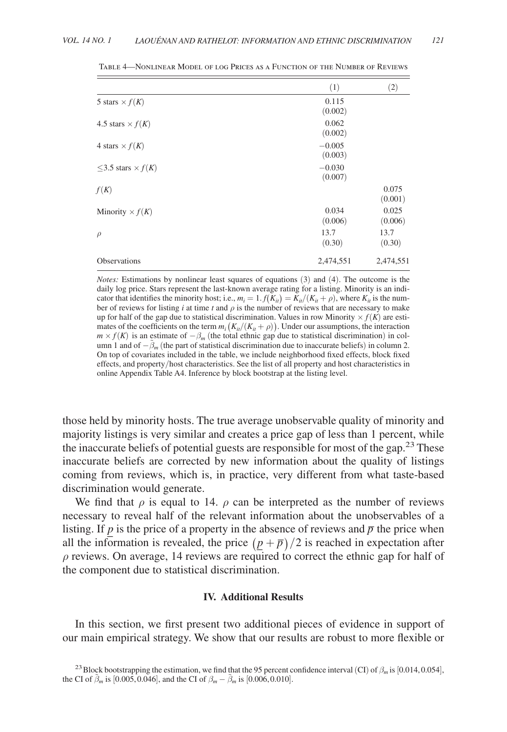Table 4—Nonlinear Model of log Prices as a Function of the Number of Reviews

| | (1) | (2) |
|---|---|---|
| 5 stars $\times f(K)$ | 0.115 | |
| | (0.002) | |
| 4.5 stars $\times f(K)$ | 0.062 | |
| | (0.002) | |
| 4 stars $\times f(K)$ | −0.005 | |
| | (0.003) | |
| $\leq$3.5 stars $\times f(K)$ | −0.030 | |
| | (0.007) | |
| $f(K)$ | | 0.075 |
| | | (0.001) |
| Minority $\times f(K)$ | 0.034 | 0.025 |
| | (0.006) | (0.006) |
| $\rho$ | 13.7 | 13.7 |
| | (0.30) | (0.30) |
| Observations | 2,474,551 | 2,474,551 |

*Notes:* Estimations by nonlinear least squares of equations (3) and (4). The outcome is the daily log price. Stars represent the last-known average rating for a listing. Minority is an indicator that identifies the minority host; i.e., $m_i = 1.$ $f(K_{it}) = K_{it}/(K_{it} + \rho)$, where $K_{it}$ is the number of reviews for listing $i$ at time $t$ and $\rho$ is the number of reviews that are necessary to make up for half of the gap due to statistical discrimination. Values in row Minority $\times f(K)$ are estimates of the coefficients on the term $m_i(K_{it}/(K_{it} + \rho))$. Under our assumptions, the interaction $m \times f(K)$ is an estimate of $-\beta_m$ (the total ethnic gap due to statistical discrimination) in column 1 and of $-\tilde{\beta}_m$ (the part of statistical discrimination due to inaccurate beliefs) in column 2. On top of covariates included in the table, we include neighborhood fixed effects, block fixed effects, and property/host characteristics. See the list of all property and host characteristics in online Appendix Table A4. Inference by block bootstrap at the listing level.

those held by minority hosts. The true average unobservable quality of minority and majority listings is very similar and creates a price gap of less than 1 percent, while the inaccurate beliefs of potential guests are responsible for most of the gap.[23] These inaccurate beliefs are corrected by new information about the quality of listings coming from reviews, which is, in practice, very different from what taste-based discrimination would generate.

We find that $\rho$ is equal to 14. $\rho$ can be interpreted as the number of reviews necessary to reveal half of the relevant information about the unobservables of a listing. If $\underline{p}$ is the price of a property in the absence of reviews and $\overline{p}$ the price when all the information is revealed, the price $(\underline{p} + \overline{p})/2$ is reached in expectation after $\rho$ reviews. On average, 14 reviews are required to correct the ethnic gap for half of the component due to statistical discrimination.

## IV. Additional Results

In this section, we first present two additional pieces of evidence in support of our main empirical strategy. We show that our results are robust to more flexible or

[23] Block bootstrapping the estimation, we find that the 95 percent confidence interval (CI) of $\beta_m$ is $[0.014, 0.054]$, the CI of $\tilde{\beta}_m$ is $[0.005, 0.046]$, and the CI of $\beta_m - \tilde{\beta}_m$ is $[0.006, 0.010]$.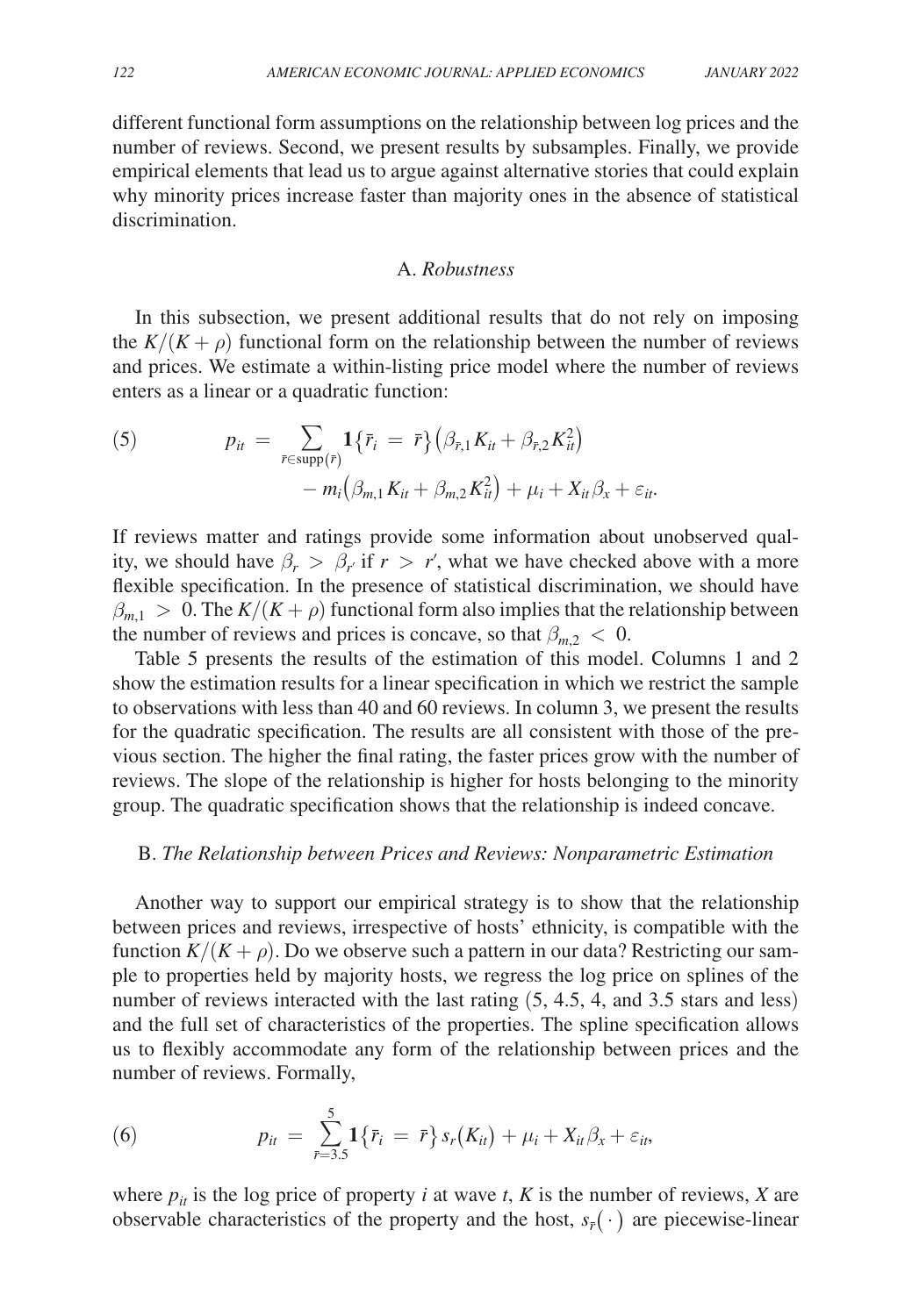different functional form assumptions on the relationship between log prices and the number of reviews. Second, we present results by subsamples. Finally, we provide empirical elements that lead us to argue against alternative stories that could explain why minority prices increase faster than majority ones in the absence of statistical discrimination.

### A. *Robustness*

In this subsection, we present additional results that do not rely on imposing the $K/(K+\rho)$ functional form on the relationship between the number of reviews and prices. We estimate a within-listing price model where the number of reviews enters as a linear or a quadratic function:

$$
\begin{aligned}
(5) \qquad p_{it} = \sum_{\bar{r} \in \mathrm{supp}(\bar{r})} \mathbf{1}\{\bar{r}_i = \bar{r}\}\left(\beta_{\bar{r},1} K_{it} + \beta_{\bar{r},2} K_{it}^2\right) \\
- m_i\left(\beta_{m,1} K_{it} + \beta_{m,2} K_{it}^2\right) + \mu_i + X_{it}\beta_x + \varepsilon_{it}.
\end{aligned}
$$

If reviews matter and ratings provide some information about unobserved quality, we should have $\beta_r > \beta_{r'}$ if $r > r'$, what we have checked above with a more flexible specification. In the presence of statistical discrimination, we should have $\beta_{m,1} > 0$. The $K/(K+\rho)$ functional form also implies that the relationship between the number of reviews and prices is concave, so that $\beta_{m,2} < 0$.

Table 5 presents the results of the estimation of this model. Columns 1 and 2 show the estimation results for a linear specification in which we restrict the sample to observations with less than 40 and 60 reviews. In column 3, we present the results for the quadratic specification. The results are all consistent with those of the previous section. The higher the final rating, the faster prices grow with the number of reviews. The slope of the relationship is higher for hosts belonging to the minority group. The quadratic specification shows that the relationship is indeed concave.

### B. *The Relationship between Prices and Reviews: Nonparametric Estimation*

Another way to support our empirical strategy is to show that the relationship between prices and reviews, irrespective of hosts' ethnicity, is compatible with the function $K/(K+\rho)$. Do we observe such a pattern in our data? Restricting our sample to properties held by majority hosts, we regress the log price on splines of the number of reviews interacted with the last rating (5, 4.5, 4, and 3.5 stars and less) and the full set of characteristics of the properties. The spline specification allows us to flexibly accommodate any form of the relationship between prices and the number of reviews. Formally,

$$
(6) \qquad p_{it} = \sum_{\bar{r}=3.5}^{5} \mathbf{1}\{\bar{r}_i = \bar{r}\}\, s_r(K_{it}) + \mu_i + X_{it}\beta_x + \varepsilon_{it},
$$

where $p_{it}$ is the log price of property $i$ at wave $t$, $K$ is the number of reviews, $X$ are observable characteristics of the property and the host, $s_{\bar{r}}(\cdot)$ are piecewise-linear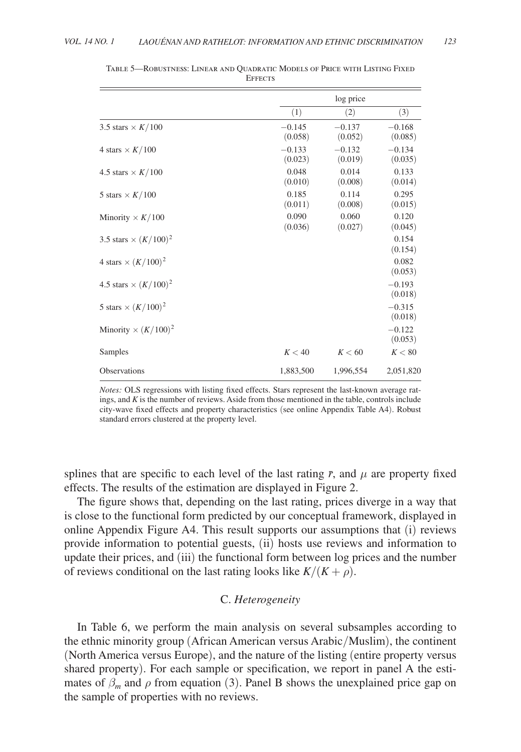Table 5—Robustness: Linear and Quadratic Models of Price with Listing Fixed Effects

| | log price | | |
|---|---|---|---|
| | (1) | (2) | (3) |
| 3.5 stars $\times K/100$ | −0.145 | −0.137 | −0.168 |
| | (0.058) | (0.052) | (0.085) |
| 4 stars $\times K/100$ | −0.133 | −0.132 | −0.134 |
| | (0.023) | (0.019) | (0.035) |
| 4.5 stars $\times K/100$ | 0.048 | 0.014 | 0.133 |
| | (0.010) | (0.008) | (0.014) |
| 5 stars $\times K/100$ | 0.185 | 0.114 | 0.295 |
| | (0.011) | (0.008) | (0.015) |
| Minority $\times K/100$ | 0.090 | 0.060 | 0.120 |
| | (0.036) | (0.027) | (0.045) |
| 3.5 stars $\times (K/100)^2$ | | | 0.154 |
| | | | (0.154) |
| 4 stars $\times (K/100)^2$ | | | 0.082 |
| | | | (0.053) |
| 4.5 stars $\times (K/100)^2$ | | | −0.193 |
| | | | (0.018) |
| 5 stars $\times (K/100)^2$ | | | −0.315 |
| | | | (0.018) |
| Minority $\times (K/100)^2$ | | | −0.122 |
| | | | (0.053) |
| Samples | $K < 40$ | $K < 60$ | $K < 80$ |
| Observations | 1,883,500 | 1,996,554 | 2,051,820 |

*Notes:* OLS regressions with listing fixed effects. Stars represent the last-known average ratings, and $K$ is the number of reviews. Aside from those mentioned in the table, controls include city-wave fixed effects and property characteristics (see online Appendix Table A4). Robust standard errors clustered at the property level.

splines that are specific to each level of the last rating $\bar{r}$, and $\mu$ are property fixed effects. The results of the estimation are displayed in Figure 2.

The figure shows that, depending on the last rating, prices diverge in a way that is close to the functional form predicted by our conceptual framework, displayed in online Appendix Figure A4. This result supports our assumptions that (i) reviews provide information to potential guests, (ii) hosts use reviews and information to update their prices, and (iii) the functional form between log prices and the number of reviews conditional on the last rating looks like $K/(K + \rho)$.

### C. *Heterogeneity*

In Table 6, we perform the main analysis on several subsamples according to the ethnic minority group (African American versus Arabic/Muslim), the continent (North America versus Europe), and the nature of the listing (entire property versus shared property). For each sample or specification, we report in panel A the estimates of $\beta_m$ and $\rho$ from equation (3). Panel B shows the unexplained price gap on the sample of properties with no reviews.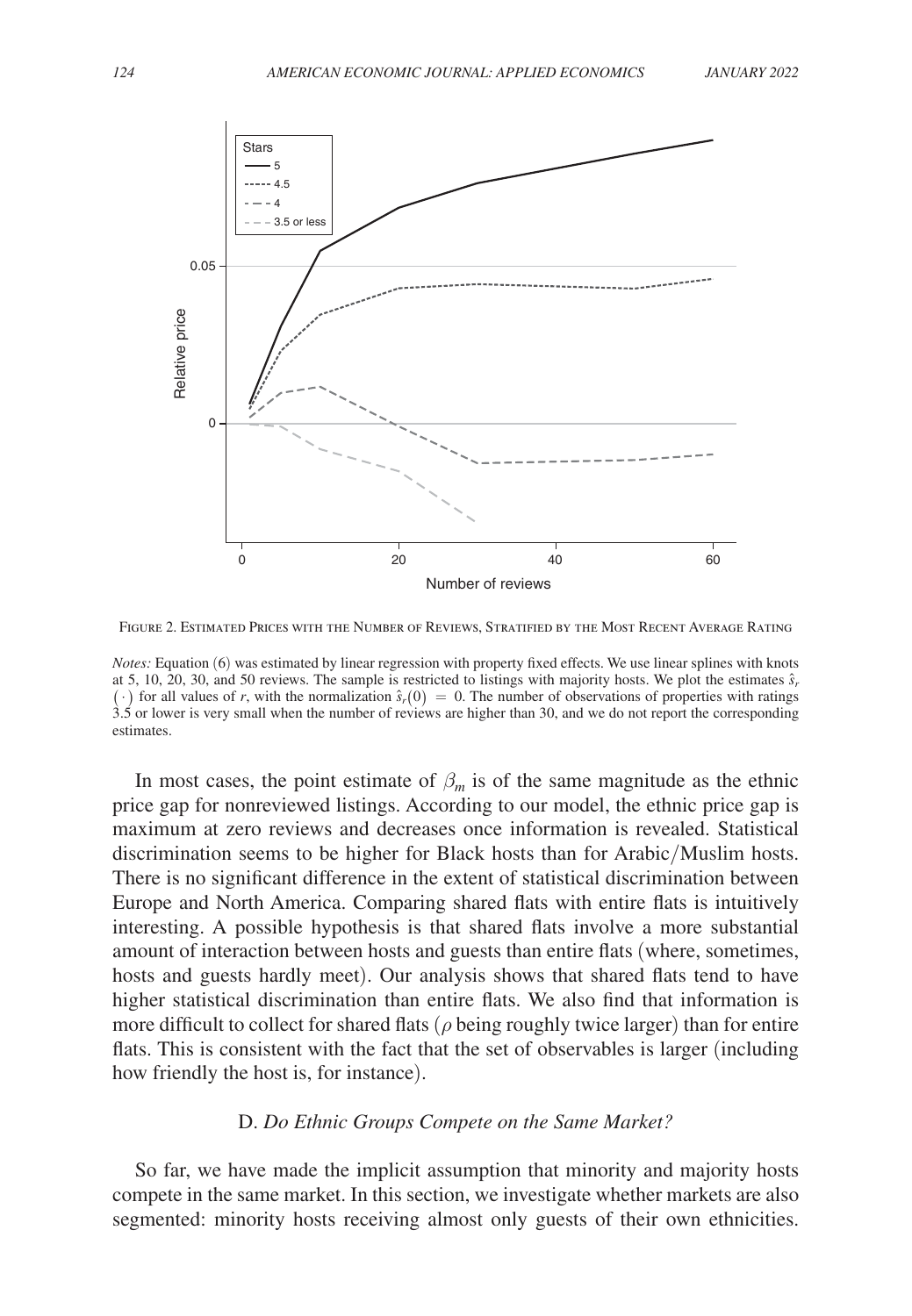FIGURE 2. ESTIMATED PRICES WITH THE NUMBER OF REVIEWS, STRATIFIED BY THE MOST RECENT AVERAGE RATING

*Notes:* Equation (6) was estimated by linear regression with property fixed effects. We use linear splines with knots at 5, 10, 20, 30, and 50 reviews. The sample is restricted to listings with majority hosts. We plot the estimates $\hat{s}_r(\cdot)$ for all values of $r$, with the normalization $\hat{s}_r(0) = 0$. The number of observations of properties with ratings 3.5 or lower is very small when the number of reviews are higher than 30, and we do not report the corresponding estimates.

In most cases, the point estimate of $\beta_m$ is of the same magnitude as the ethnic price gap for nonreviewed listings. According to our model, the ethnic price gap is maximum at zero reviews and decreases once information is revealed. Statistical discrimination seems to be higher for Black hosts than for Arabic/Muslim hosts. There is no significant difference in the extent of statistical discrimination between Europe and North America. Comparing shared flats with entire flats is intuitively interesting. A possible hypothesis is that shared flats involve a more substantial amount of interaction between hosts and guests than entire flats (where, sometimes, hosts and guests hardly meet). Our analysis shows that shared flats tend to have higher statistical discrimination than entire flats. We also find that information is more difficult to collect for shared flats ($\rho$ being roughly twice larger) than for entire flats. This is consistent with the fact that the set of observables is larger (including how friendly the host is, for instance).

### D. *Do Ethnic Groups Compete on the Same Market?*

So far, we have made the implicit assumption that minority and majority hosts compete in the same market. In this section, we investigate whether markets are also segmented: minority hosts receiving almost only guests of their own ethnicities.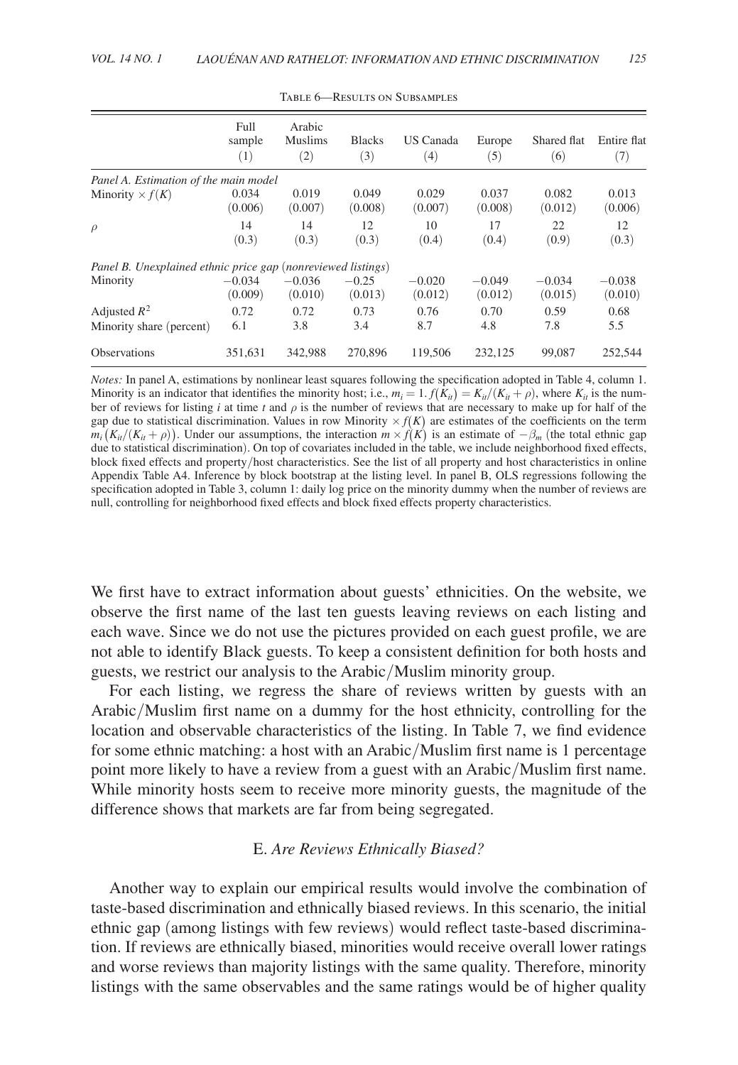Table 6—Results on Subsamples

| | Full sample (1) | Arabic Muslims (2) | Blacks (3) | US Canada (4) | Europe (5) | Shared flat (6) | Entire flat (7) |
|---|---|---|---|---|---|---|---|
| *Panel A. Estimation of the main model* | | | | | | | |
| Minority $\times f(K)$ | 0.034 | 0.019 | 0.049 | 0.029 | 0.037 | 0.082 | 0.013 |
| | (0.006) | (0.007) | (0.008) | (0.007) | (0.008) | (0.012) | (0.006) |
| $\rho$ | 14 | 14 | 12 | 10 | 17 | 22 | 12 |
| | (0.3) | (0.3) | (0.3) | (0.4) | (0.4) | (0.9) | (0.3) |
| *Panel B. Unexplained ethnic price gap (nonreviewed listings)* | | | | | | | |
| Minority | −0.034 | −0.036 | −0.25 | −0.020 | −0.049 | −0.034 | −0.038 |
| | (0.009) | (0.010) | (0.013) | (0.012) | (0.012) | (0.015) | (0.010) |
| Adjusted $R^2$ | 0.72 | 0.72 | 0.73 | 0.76 | 0.70 | 0.59 | 0.68 |
| Minority share (percent) | 6.1 | 3.8 | 3.4 | 8.7 | 4.8 | 7.8 | 5.5 |
| Observations | 351,631 | 342,988 | 270,896 | 119,506 | 232,125 | 99,087 | 252,544 |

*Notes:* In panel A, estimations by nonlinear least squares following the specification adopted in Table 4, column 1. Minority is an indicator that identifies the minority host; i.e., $m_i = 1$. $f(K_{it}) = K_{it}/(K_{it} + \rho)$, where $K_{it}$ is the number of reviews for listing $i$ at time $t$ and $\rho$ is the number of reviews that are necessary to make up for half of the gap due to statistical discrimination. Values in row Minority $\times f(K)$ are estimates of the coefficients on the term $m_i(K_{it}/(K_{it} + \rho))$. Under our assumptions, the interaction $m \times f(K)$ is an estimate of $-\beta_m$ (the total ethnic gap due to statistical discrimination). On top of covariates included in the table, we include neighborhood fixed effects, block fixed effects and property/host characteristics. See the list of all property and host characteristics in online Appendix Table A4. Inference by block bootstrap at the listing level. In panel B, OLS regressions following the specification adopted in Table 3, column 1: daily log price on the minority dummy when the number of reviews are null, controlling for neighborhood fixed effects and block fixed effects property characteristics.

We first have to extract information about guests' ethnicities. On the website, we observe the first name of the last ten guests leaving reviews on each listing and each wave. Since we do not use the pictures provided on each guest profile, we are not able to identify Black guests. To keep a consistent definition for both hosts and guests, we restrict our analysis to the Arabic/Muslim minority group.

For each listing, we regress the share of reviews written by guests with an Arabic/Muslim first name on a dummy for the host ethnicity, controlling for the location and observable characteristics of the listing. In Table 7, we find evidence for some ethnic matching: a host with an Arabic/Muslim first name is 1 percentage point more likely to have a review from a guest with an Arabic/Muslim first name. While minority hosts seem to receive more minority guests, the magnitude of the difference shows that markets are far from being segregated.

### E. *Are Reviews Ethnically Biased?*

Another way to explain our empirical results would involve the combination of taste-based discrimination and ethnically biased reviews. In this scenario, the initial ethnic gap (among listings with few reviews) would reflect taste-based discrimination. If reviews are ethnically biased, minorities would receive overall lower ratings and worse reviews than majority listings with the same quality. Therefore, minority listings with the same observables and the same ratings would be of higher quality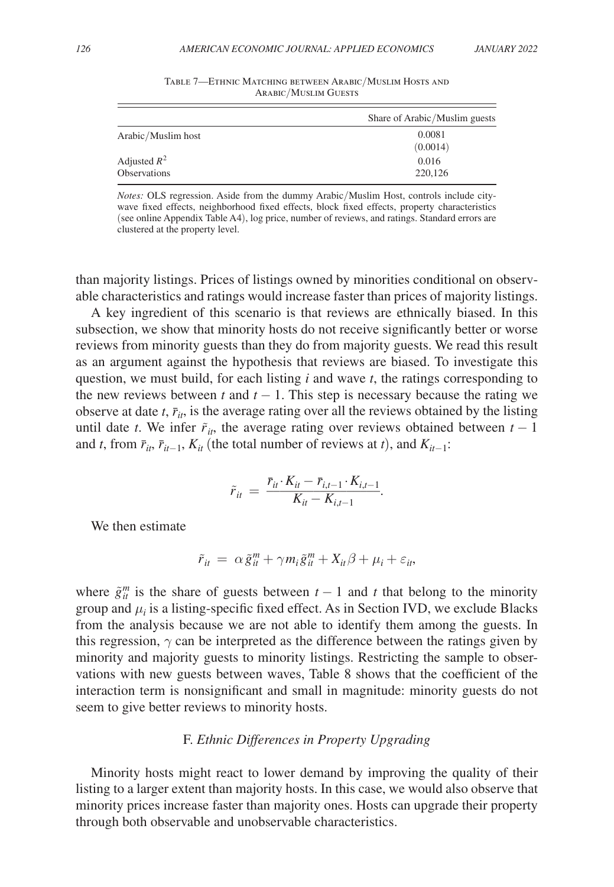Table 7—Ethnic Matching between Arabic/Muslim Hosts and Arabic/Muslim Guests

| | Share of Arabic/Muslim guests |
|---|---|
| Arabic/Muslim host | 0.0081 |
| | (0.0014) |
| Adjusted $R^2$ | 0.016 |
| Observations | 220,126 |

*Notes:* OLS regression. Aside from the dummy Arabic/Muslim Host, controls include city-wave fixed effects, neighborhood fixed effects, block fixed effects, property characteristics (see online Appendix Table A4), log price, number of reviews, and ratings. Standard errors are clustered at the property level.

than majority listings. Prices of listings owned by minorities conditional on observable characteristics and ratings would increase faster than prices of majority listings.

A key ingredient of this scenario is that reviews are ethnically biased. In this subsection, we show that minority hosts do not receive significantly better or worse reviews from minority guests than they do from majority guests. We read this result as an argument against the hypothesis that reviews are biased. To investigate this question, we must build, for each listing $i$ and wave $t$, the ratings corresponding to the new reviews between $t$ and $t-1$. This step is necessary because the rating we observe at date $t$, $\bar{r}_{it}$, is the average rating over all the reviews obtained by the listing until date $t$. We infer $\tilde{r}_{it}$, the average rating over reviews obtained between $t-1$ and $t$, from $\bar{r}_{it}$, $\bar{r}_{it-1}$, $K_{it}$ (the total number of reviews at $t$), and $K_{it-1}$:

$$\tilde{r}_{it} = \frac{\bar{r}_{it} \cdot K_{it} - \bar{r}_{i,t-1} \cdot K_{i,t-1}}{K_{it} - K_{i,t-1}}.$$

We then estimate

$$\tilde{r}_{it} = \alpha \tilde{g}_{it}^{m} + \gamma m_i \tilde{g}_{it}^{m} + X_{it}\beta + \mu_i + \varepsilon_{it},$$

where $\tilde{g}_{it}^{m}$ is the share of guests between $t-1$ and $t$ that belong to the minority group and $\mu_i$ is a listing-specific fixed effect. As in Section IVD, we exclude Blacks from the analysis because we are not able to identify them among the guests. In this regression, $\gamma$ can be interpreted as the difference between the ratings given by minority and majority guests to minority listings. Restricting the sample to observations with new guests between waves, Table 8 shows that the coefficient of the interaction term is nonsignificant and small in magnitude: minority guests do not seem to give better reviews to minority hosts.

### F. *Ethnic Differences in Property Upgrading*

Minority hosts might react to lower demand by improving the quality of their listing to a larger extent than majority hosts. In this case, we would also observe that minority prices increase faster than majority ones. Hosts can upgrade their property through both observable and unobservable characteristics.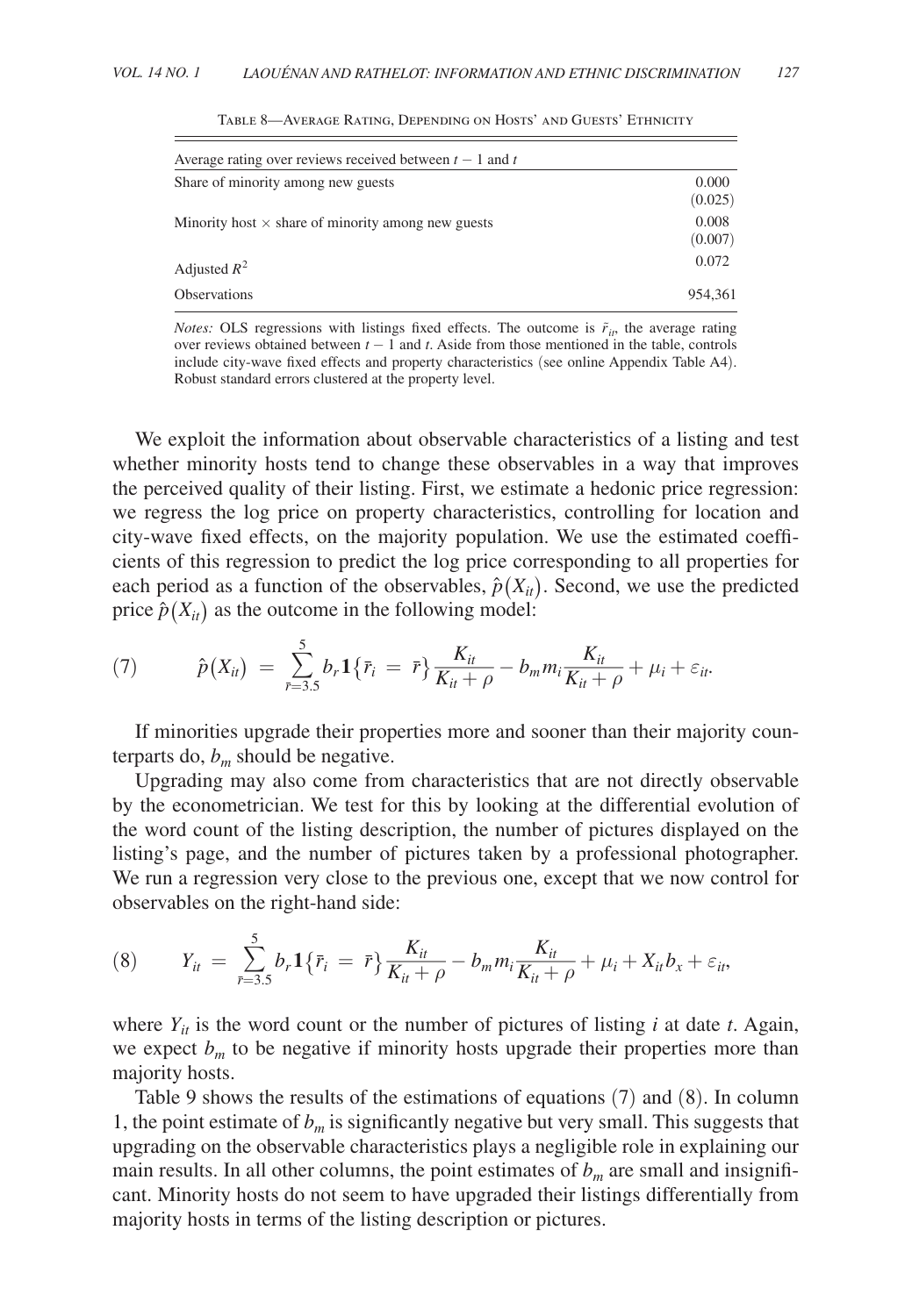Table 8—Average Rating, Depending on Hosts' and Guests' Ethnicity

| Average rating over reviews received between $t-1$ and $t$ | |
|---|---|
| Share of minority among new guests | 0.000 |
| | (0.025) |
| Minority host × share of minority among new guests | 0.008 |
| | (0.007) |
| Adjusted $R^2$ | 0.072 |
| Observations | 954,361 |

*Notes:* OLS regressions with listings fixed effects. The outcome is $\tilde{r}_{it}$, the average rating over reviews obtained between $t-1$ and $t$. Aside from those mentioned in the table, controls include city-wave fixed effects and property characteristics (see online Appendix Table A4). Robust standard errors clustered at the property level.

We exploit the information about observable characteristics of a listing and test whether minority hosts tend to change these observables in a way that improves the perceived quality of their listing. First, we estimate a hedonic price regression: we regress the log price on property characteristics, controlling for location and city-wave fixed effects, on the majority population. We use the estimated coefficients of this regression to predict the log price corresponding to all properties for each period as a function of the observables, $\hat{p}(X_{it})$. Second, we use the predicted price $\hat{p}(X_{it})$ as the outcome in the following model:

$$(7) \qquad \hat{p}(X_{it}) = \sum_{\bar{r}=3.5}^{5} b_r \mathbf{1}\{\bar{r}_i = \bar{r}\} \frac{K_{it}}{K_{it}+\rho} - b_m m_i \frac{K_{it}}{K_{it}+\rho} + \mu_i + \varepsilon_{it}.$$

If minorities upgrade their properties more and sooner than their majority counterparts do, $b_m$ should be negative.

Upgrading may also come from characteristics that are not directly observable by the econometrician. We test for this by looking at the differential evolution of the word count of the listing description, the number of pictures displayed on the listing's page, and the number of pictures taken by a professional photographer. We run a regression very close to the previous one, except that we now control for observables on the right-hand side:

$$(8) \qquad Y_{it} = \sum_{\bar{r}=3.5}^{5} b_r \mathbf{1}\{\bar{r}_i = \bar{r}\} \frac{K_{it}}{K_{it}+\rho} - b_m m_i \frac{K_{it}}{K_{it}+\rho} + \mu_i + X_{it} b_x + \varepsilon_{it},$$

where $Y_{it}$ is the word count or the number of pictures of listing $i$ at date $t$. Again, we expect $b_m$ to be negative if minority hosts upgrade their properties more than majority hosts.

Table 9 shows the results of the estimations of equations (7) and (8). In column 1, the point estimate of $b_m$ is significantly negative but very small. This suggests that upgrading on the observable characteristics plays a negligible role in explaining our main results. In all other columns, the point estimates of $b_m$ are small and insignificant. Minority hosts do not seem to have upgraded their listings differentially from majority hosts in terms of the listing description or pictures.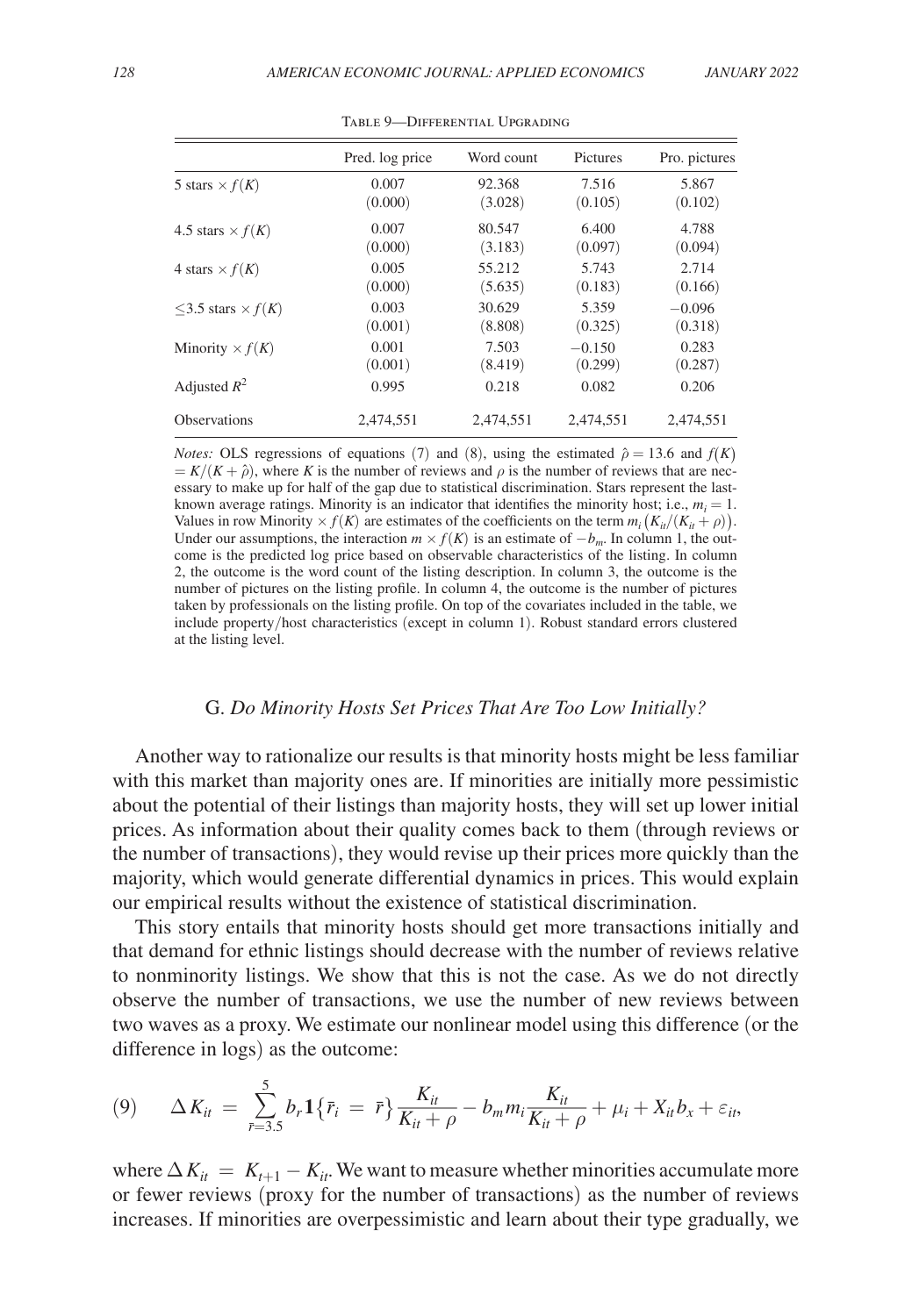Table 9—Differential Upgrading

| | Pred. log price | Word count | Pictures | Pro. pictures |
|---|---|---|---|---|
| 5 stars $\times f(K)$ | 0.007 | 92.368 | 7.516 | 5.867 |
| | (0.000) | (3.028) | (0.105) | (0.102) |
| 4.5 stars $\times f(K)$ | 0.007 | 80.547 | 6.400 | 4.788 |
| | (0.000) | (3.183) | (0.097) | (0.094) |
| 4 stars $\times f(K)$ | 0.005 | 55.212 | 5.743 | 2.714 |
| | (0.000) | (5.635) | (0.183) | (0.166) |
| $\leq$3.5 stars $\times f(K)$ | 0.003 | 30.629 | 5.359 | −0.096 |
| | (0.001) | (8.808) | (0.325) | (0.318) |
| Minority $\times f(K)$ | 0.001 | 7.503 | −0.150 | 0.283 |
| | (0.001) | (8.419) | (0.299) | (0.287) |
| Adjusted $R^2$ | 0.995 | 0.218 | 0.082 | 0.206 |
| Observations | 2,474,551 | 2,474,551 | 2,474,551 | 2,474,551 |

*Notes:* OLS regressions of equations (7) and (8), using the estimated $\hat{\rho} = 13.6$ and $f(K) = K/(K + \hat{\rho})$, where $K$ is the number of reviews and $\rho$ is the number of reviews that are necessary to make up for half of the gap due to statistical discrimination. Stars represent the last-known average ratings. Minority is an indicator that identifies the minority host; i.e., $m_i = 1$. Values in row Minority $\times f(K)$ are estimates of the coefficients on the term $m_i \left(K_{it}/(K_{it} + \rho)\right)$. Under our assumptions, the interaction $m \times f(K)$ is an estimate of $-b_m$. In column 1, the outcome is the predicted log price based on observable characteristics of the listing. In column 2, the outcome is the word count of the listing description. In column 3, the outcome is the number of pictures on the listing profile. In column 4, the outcome is the number of pictures taken by professionals on the listing profile. On top of the covariates included in the table, we include property/host characteristics (except in column 1). Robust standard errors clustered at the listing level.

### G. *Do Minority Hosts Set Prices That Are Too Low Initially?*

Another way to rationalize our results is that minority hosts might be less familiar with this market than majority ones are. If minorities are initially more pessimistic about the potential of their listings than majority hosts, they will set up lower initial prices. As information about their quality comes back to them (through reviews or the number of transactions), they would revise up their prices more quickly than the majority, which would generate differential dynamics in prices. This would explain our empirical results without the existence of statistical discrimination.

This story entails that minority hosts should get more transactions initially and that demand for ethnic listings should decrease with the number of reviews relative to nonminority listings. We show that this is not the case. As we do not directly observe the number of transactions, we use the number of new reviews between two waves as a proxy. We estimate our nonlinear model using this difference (or the difference in logs) as the outcome:

$$\text{(9)} \qquad \Delta K_{it} = \sum_{\bar{r}=3.5}^{5} b_r \mathbf{1}\{\bar{r}_i = \bar{r}\} \frac{K_{it}}{K_{it} + \rho} - b_m m_i \frac{K_{it}}{K_{it} + \rho} + \mu_i + X_{it} b_x + \varepsilon_{it},$$

where $\Delta K_{it} = K_{t+1} - K_{it}$. We want to measure whether minorities accumulate more or fewer reviews (proxy for the number of transactions) as the number of reviews increases. If minorities are overpessimistic and learn about their type gradually, we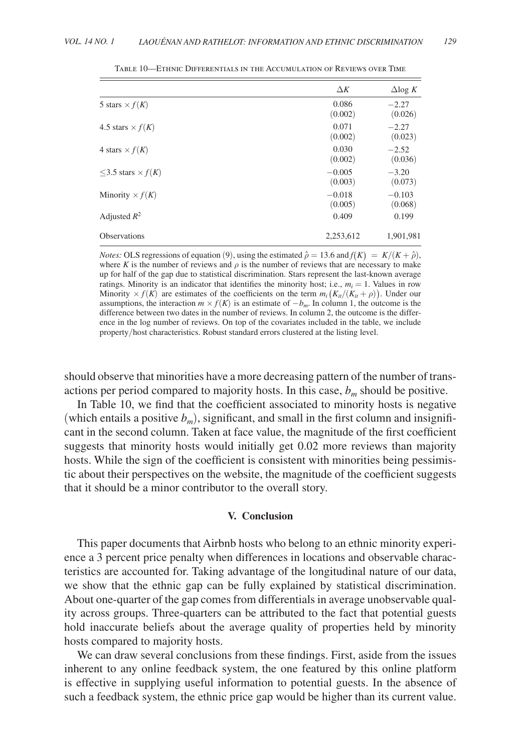Table 10—Ethnic Differentials in the Accumulation of Reviews over Time

| | $\Delta K$ | $\Delta \log K$ |
|---|---|---|
| 5 stars $\times f(K)$ | 0.086 | −2.27 |
| | (0.002) | (0.026) |
| 4.5 stars $\times f(K)$ | 0.071 | −2.27 |
| | (0.002) | (0.023) |
| 4 stars $\times f(K)$ | 0.030 | −2.52 |
| | (0.002) | (0.036) |
| $\leq$3.5 stars $\times f(K)$ | −0.005 | −3.20 |
| | (0.003) | (0.073) |
| Minority $\times f(K)$ | −0.018 | −0.103 |
| | (0.005) | (0.068) |
| Adjusted $R^2$ | 0.409 | 0.199 |
| Observations | 2,253,612 | 1,901,981 |

*Notes:* OLS regressions of equation (9), using the estimated $\hat{\rho} = 13.6$ and $f(K) = K/(K + \hat{\rho})$, where $K$ is the number of reviews and $\rho$ is the number of reviews that are necessary to make up for half of the gap due to statistical discrimination. Stars represent the last-known average ratings. Minority is an indicator that identifies the minority host; i.e., $m_i = 1$. Values in row Minority $\times f(K)$ are estimates of the coefficients on the term $m_i\left(K_{it}/(K_{it} + \rho)\right)$. Under our assumptions, the interaction $m \times f(K)$ is an estimate of $-b_m$. In column 1, the outcome is the difference between two dates in the number of reviews. In column 2, the outcome is the difference in the log number of reviews. On top of the covariates included in the table, we include property/host characteristics. Robust standard errors clustered at the listing level.

should observe that minorities have a more decreasing pattern of the number of transactions per period compared to majority hosts. In this case, $b_m$ should be positive.

In Table 10, we find that the coefficient associated to minority hosts is negative (which entails a positive $b_m$), significant, and small in the first column and insignificant in the second column. Taken at face value, the magnitude of the first coefficient suggests that minority hosts would initially get 0.02 more reviews than majority hosts. While the sign of the coefficient is consistent with minorities being pessimistic about their perspectives on the website, the magnitude of the coefficient suggests that it should be a minor contributor to the overall story.

## V. Conclusion

This paper documents that Airbnb hosts who belong to an ethnic minority experience a 3 percent price penalty when differences in locations and observable characteristics are accounted for. Taking advantage of the longitudinal nature of our data, we show that the ethnic gap can be fully explained by statistical discrimination. About one-quarter of the gap comes from differentials in average unobservable quality across groups. Three-quarters can be attributed to the fact that potential guests hold inaccurate beliefs about the average quality of properties held by minority hosts compared to majority hosts.

We can draw several conclusions from these findings. First, aside from the issues inherent to any online feedback system, the one featured by this online platform is effective in supplying useful information to potential guests. In the absence of such a feedback system, the ethnic price gap would be higher than its current value.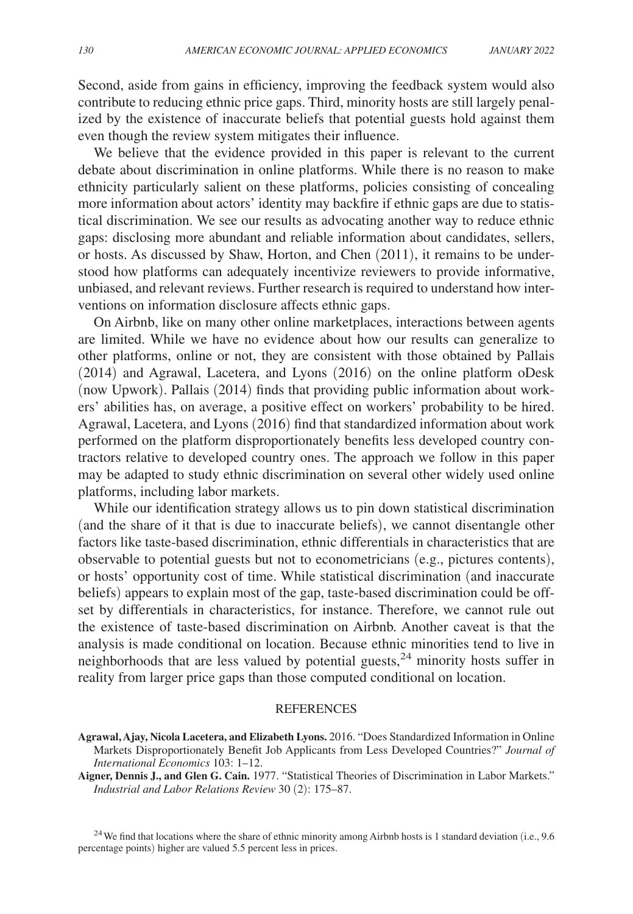Second, aside from gains in efficiency, improving the feedback system would also contribute to reducing ethnic price gaps. Third, minority hosts are still largely penalized by the existence of inaccurate beliefs that potential guests hold against them even though the review system mitigates their influence.

We believe that the evidence provided in this paper is relevant to the current debate about discrimination in online platforms. While there is no reason to make ethnicity particularly salient on these platforms, policies consisting of concealing more information about actors' identity may backfire if ethnic gaps are due to statistical discrimination. We see our results as advocating another way to reduce ethnic gaps: disclosing more abundant and reliable information about candidates, sellers, or hosts. As discussed by Shaw, Horton, and Chen (2011), it remains to be understood how platforms can adequately incentivize reviewers to provide informative, unbiased, and relevant reviews. Further research is required to understand how interventions on information disclosure affects ethnic gaps.

On Airbnb, like on many other online marketplaces, interactions between agents are limited. While we have no evidence about how our results can generalize to other platforms, online or not, they are consistent with those obtained by Pallais (2014) and Agrawal, Lacetera, and Lyons (2016) on the online platform oDesk (now Upwork). Pallais (2014) finds that providing public information about workers' abilities has, on average, a positive effect on workers' probability to be hired. Agrawal, Lacetera, and Lyons (2016) find that standardized information about work performed on the platform disproportionately benefits less developed country contractors relative to developed country ones. The approach we follow in this paper may be adapted to study ethnic discrimination on several other widely used online platforms, including labor markets.

While our identification strategy allows us to pin down statistical discrimination (and the share of it that is due to inaccurate beliefs), we cannot disentangle other factors like taste-based discrimination, ethnic differentials in characteristics that are observable to potential guests but not to econometricians (e.g., pictures contents), or hosts' opportunity cost of time. While statistical discrimination (and inaccurate beliefs) appears to explain most of the gap, taste-based discrimination could be offset by differentials in characteristics, for instance. Therefore, we cannot rule out the existence of taste-based discrimination on Airbnb. Another caveat is that the analysis is made conditional on location. Because ethnic minorities tend to live in neighborhoods that are less valued by potential guests,[24] minority hosts suffer in reality from larger price gaps than those computed conditional on location.

## REFERENCES

**Agrawal, Ajay, Nicola Lacetera, and Elizabeth Lyons.** 2016. "Does Standardized Information in Online Markets Disproportionately Benefit Job Applicants from Less Developed Countries?" *Journal of International Economics* 103: 1–12.

**Aigner, Dennis J., and Glen G. Cain.** 1977. "Statistical Theories of Discrimination in Labor Markets." *Industrial and Labor Relations Review* 30 (2): 175–87.

[24] We find that locations where the share of ethnic minority among Airbnb hosts is 1 standard deviation (i.e., 9.6 percentage points) higher are valued 5.5 percent less in prices.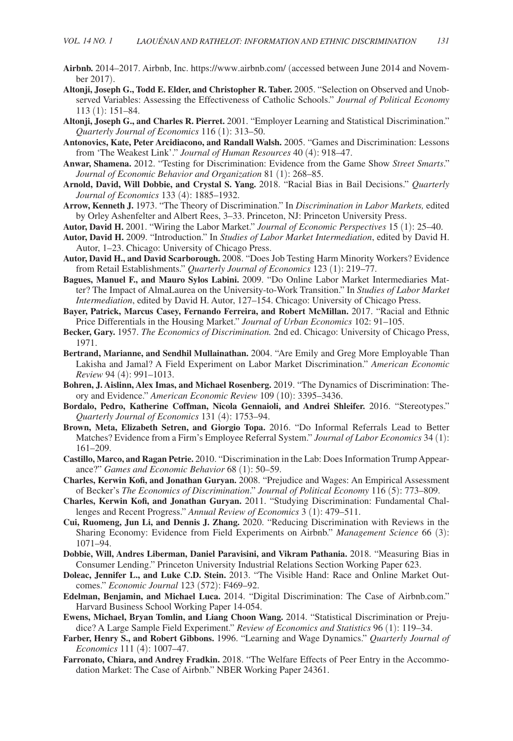**Airbnb.** 2014–2017. Airbnb, Inc. https://www.airbnb.com/ (accessed between June 2014 and November 2017).

**Altonji, Joseph G., Todd E. Elder, and Christopher R. Taber.** 2005. "Selection on Observed and Unobserved Variables: Assessing the Effectiveness of Catholic Schools." *Journal of Political Economy* 113 (1): 151–84.

**Altonji, Joseph G., and Charles R. Pierret.** 2001. "Employer Learning and Statistical Discrimination." *Quarterly Journal of Economics* 116 (1): 313–50.

**Antonovics, Kate, Peter Arcidiacono, and Randall Walsh.** 2005. "Games and Discrimination: Lessons from 'The Weakest Link'." *Journal of Human Resources* 40 (4): 918–47.

**Anwar, Shamena.** 2012. "Testing for Discrimination: Evidence from the Game Show *Street Smarts*." *Journal of Economic Behavior and Organization* 81 (1): 268–85.

**Arnold, David, Will Dobbie, and Crystal S. Yang.** 2018. "Racial Bias in Bail Decisions." *Quarterly Journal of Economics* 133 (4): 1885–1932.

**Arrow, Kenneth J.** 1973. "The Theory of Discrimination." In *Discrimination in Labor Markets,* edited by Orley Ashenfelter and Albert Rees, 3–33. Princeton, NJ: Princeton University Press.

**Autor, David H.** 2001. "Wiring the Labor Market." *Journal of Economic Perspectives* 15 (1): 25–40.

**Autor, David H.** 2009. "Introduction." In *Studies of Labor Market Intermediation*, edited by David H. Autor, 1–23. Chicago: University of Chicago Press.

**Autor, David H., and David Scarborough.** 2008. "Does Job Testing Harm Minority Workers? Evidence from Retail Establishments." *Quarterly Journal of Economics* 123 (1): 219–77.

**Bagues, Manuel F., and Mauro Sylos Labini.** 2009. "Do Online Labor Market Intermediaries Matter? The Impact of AlmaLaurea on the University-to-Work Transition." In *Studies of Labor Market Intermediation*, edited by David H. Autor, 127–154. Chicago: University of Chicago Press.

**Bayer, Patrick, Marcus Casey, Fernando Ferreira, and Robert McMillan.** 2017. "Racial and Ethnic Price Differentials in the Housing Market." *Journal of Urban Economics* 102: 91–105.

**Becker, Gary.** 1957. *The Economics of Discrimination.* 2nd ed. Chicago: University of Chicago Press, 1971.

**Bertrand, Marianne, and Sendhil Mullainathan.** 2004. "Are Emily and Greg More Employable Than Lakisha and Jamal? A Field Experiment on Labor Market Discrimination." *American Economic Review* 94 (4): 991–1013.

**Bohren, J. Aislinn, Alex Imas, and Michael Rosenberg.** 2019. "The Dynamics of Discrimination: Theory and Evidence." *American Economic Review* 109 (10): 3395–3436.

**Bordalo, Pedro, Katherine Coffman, Nicola Gennaioli, and Andrei Shleifer.** 2016. "Stereotypes." *Quarterly Journal of Economics* 131 (4): 1753–94.

**Brown, Meta, Elizabeth Setren, and Giorgio Topa.** 2016. "Do Informal Referrals Lead to Better Matches? Evidence from a Firm's Employee Referral System." *Journal of Labor Economics* 34 (1): 161–209.

**Castillo, Marco, and Ragan Petrie.** 2010. "Discrimination in the Lab: Does Information Trump Appearance?" *Games and Economic Behavior* 68 (1): 50–59.

**Charles, Kerwin Kofi, and Jonathan Guryan.** 2008. "Prejudice and Wages: An Empirical Assessment of Becker's *The Economics of Discrimination*." *Journal of Political Economy* 116 (5): 773–809.

**Charles, Kerwin Kofi, and Jonathan Guryan.** 2011. "Studying Discrimination: Fundamental Challenges and Recent Progress." *Annual Review of Economics* 3 (1): 479–511.

**Cui, Ruomeng, Jun Li, and Dennis J. Zhang.** 2020. "Reducing Discrimination with Reviews in the Sharing Economy: Evidence from Field Experiments on Airbnb." *Management Science* 66 (3): 1071–94.

**Dobbie, Will, Andres Liberman, Daniel Paravisini, and Vikram Pathania.** 2018. "Measuring Bias in Consumer Lending." Princeton University Industrial Relations Section Working Paper 623.

**Doleac, Jennifer L., and Luke C.D. Stein.** 2013. "The Visible Hand: Race and Online Market Outcomes." *Economic Journal* 123 (572): F469–92.

**Edelman, Benjamin, and Michael Luca.** 2014. "Digital Discrimination: The Case of Airbnb.com." Harvard Business School Working Paper 14-054.

**Ewens, Michael, Bryan Tomlin, and Liang Choon Wang.** 2014. "Statistical Discrimination or Prejudice? A Large Sample Field Experiment." *Review of Economics and Statistics* 96 (1): 119–34.

**Farber, Henry S., and Robert Gibbons.** 1996. "Learning and Wage Dynamics." *Quarterly Journal of Economics* 111 (4): 1007–47.

**Farronato, Chiara, and Andrey Fradkin.** 2018. "The Welfare Effects of Peer Entry in the Accommodation Market: The Case of Airbnb." NBER Working Paper 24361.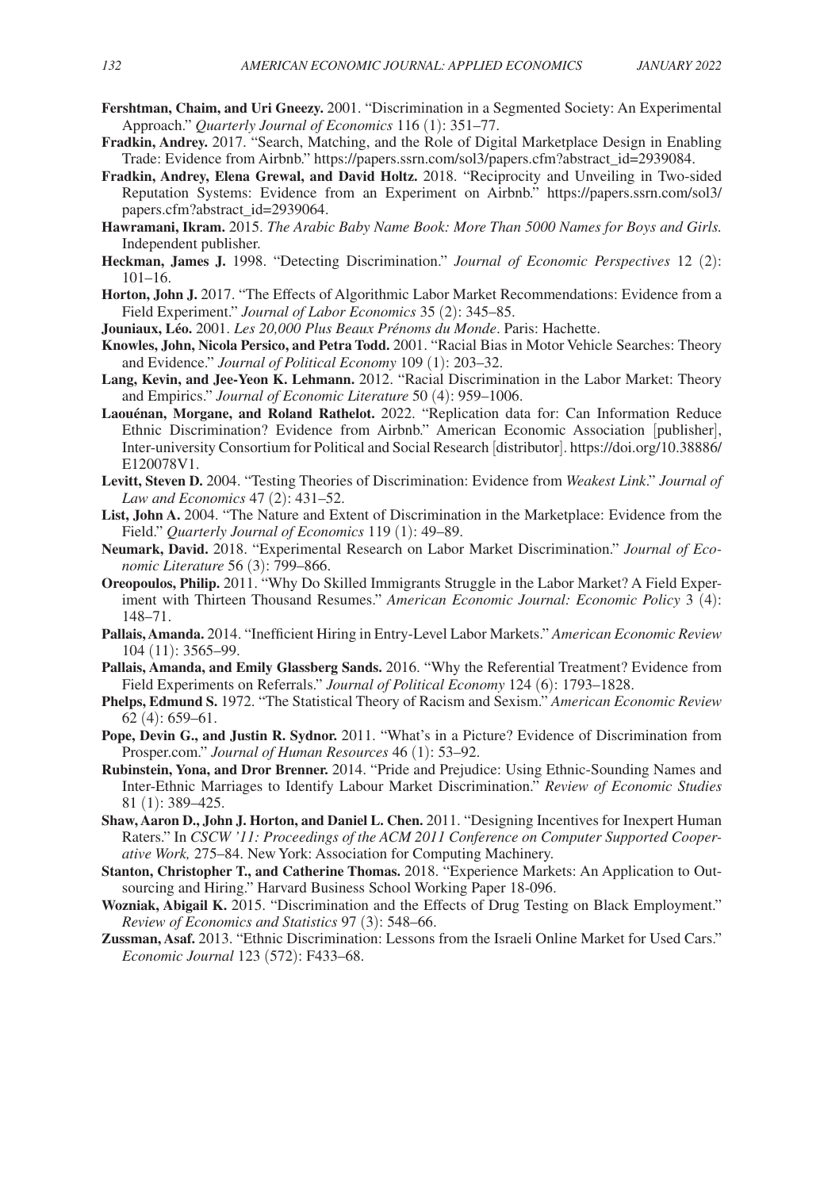**Fershtman, Chaim, and Uri Gneezy.** 2001. "Discrimination in a Segmented Society: An Experimental Approach." *Quarterly Journal of Economics* 116 (1): 351–77.

**Fradkin, Andrey.** 2017. "Search, Matching, and the Role of Digital Marketplace Design in Enabling Trade: Evidence from Airbnb." https://papers.ssrn.com/sol3/papers.cfm?abstract_id=2939084.

**Fradkin, Andrey, Elena Grewal, and David Holtz.** 2018. "Reciprocity and Unveiling in Two-sided Reputation Systems: Evidence from an Experiment on Airbnb." https://papers.ssrn.com/sol3/papers.cfm?abstract_id=2939064.

**Hawramani, Ikram.** 2015. *The Arabic Baby Name Book: More Than 5000 Names for Boys and Girls.* Independent publisher.

**Heckman, James J.** 1998. "Detecting Discrimination." *Journal of Economic Perspectives* 12 (2): 101–16.

**Horton, John J.** 2017. "The Effects of Algorithmic Labor Market Recommendations: Evidence from a Field Experiment." *Journal of Labor Economics* 35 (2): 345–85.

**Jouniaux, Léo.** 2001. *Les 20,000 Plus Beaux Prénoms du Monde*. Paris: Hachette.

**Knowles, John, Nicola Persico, and Petra Todd.** 2001. "Racial Bias in Motor Vehicle Searches: Theory and Evidence." *Journal of Political Economy* 109 (1): 203–32.

**Lang, Kevin, and Jee-Yeon K. Lehmann.** 2012. "Racial Discrimination in the Labor Market: Theory and Empirics." *Journal of Economic Literature* 50 (4): 959–1006.

**Laouénan, Morgane, and Roland Rathelot.** 2022. "Replication data for: Can Information Reduce Ethnic Discrimination? Evidence from Airbnb." American Economic Association [publisher], Inter-university Consortium for Political and Social Research [distributor]. https://doi.org/10.38886/E120078V1.

**Levitt, Steven D.** 2004. "Testing Theories of Discrimination: Evidence from *Weakest Link*." *Journal of Law and Economics* 47 (2): 431–52.

**List, John A.** 2004. "The Nature and Extent of Discrimination in the Marketplace: Evidence from the Field." *Quarterly Journal of Economics* 119 (1): 49–89.

**Neumark, David.** 2018. "Experimental Research on Labor Market Discrimination." *Journal of Economic Literature* 56 (3): 799–866.

**Oreopoulos, Philip.** 2011. "Why Do Skilled Immigrants Struggle in the Labor Market? A Field Experiment with Thirteen Thousand Resumes." *American Economic Journal: Economic Policy* 3 (4): 148–71.

**Pallais, Amanda.** 2014. "Inefficient Hiring in Entry-Level Labor Markets." *American Economic Review* 104 (11): 3565–99.

**Pallais, Amanda, and Emily Glassberg Sands.** 2016. "Why the Referential Treatment? Evidence from Field Experiments on Referrals." *Journal of Political Economy* 124 (6): 1793–1828.

**Phelps, Edmund S.** 1972. "The Statistical Theory of Racism and Sexism." *American Economic Review* 62 (4): 659–61.

**Pope, Devin G., and Justin R. Sydnor.** 2011. "What's in a Picture? Evidence of Discrimination from Prosper.com." *Journal of Human Resources* 46 (1): 53–92.

**Rubinstein, Yona, and Dror Brenner.** 2014. "Pride and Prejudice: Using Ethnic-Sounding Names and Inter-Ethnic Marriages to Identify Labour Market Discrimination." *Review of Economic Studies* 81 (1): 389–425.

**Shaw, Aaron D., John J. Horton, and Daniel L. Chen.** 2011. "Designing Incentives for Inexpert Human Raters." In *CSCW '11: Proceedings of the ACM 2011 Conference on Computer Supported Cooperative Work,* 275–84. New York: Association for Computing Machinery.

**Stanton, Christopher T., and Catherine Thomas.** 2018. "Experience Markets: An Application to Outsourcing and Hiring." Harvard Business School Working Paper 18-096.

**Wozniak, Abigail K.** 2015. "Discrimination and the Effects of Drug Testing on Black Employment." *Review of Economics and Statistics* 97 (3): 548–66.

**Zussman, Asaf.** 2013. "Ethnic Discrimination: Lessons from the Israeli Online Market for Used Cars." *Economic Journal* 123 (572): F433–68.